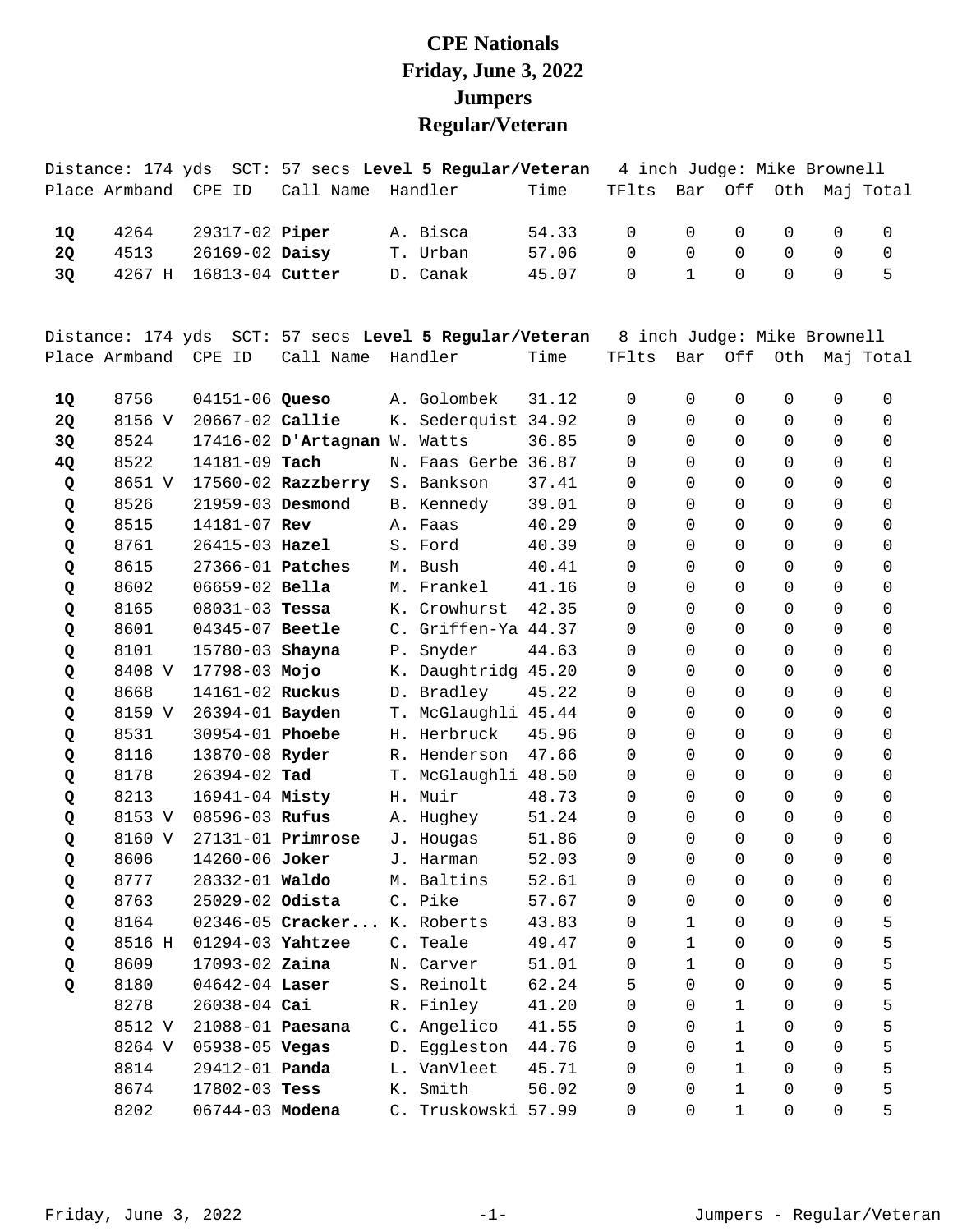# CPE Nationals
# Friday, June 3, 2022
# Jumpers
# Regular/Veteran

Distance: 174 yds SCT: 57 secs **Level 5 Regular/Veteran** 4 inch Judge: Mike Brownell

| Place | Armband | CPE ID | Call Name | Handler | Time | TFlts | Bar | Off | Oth | Maj | Total |
|---|---|---|---|---|---|---|---|---|---|---|---|
| **1Q** | 4264 | 29317-02 | **Piper** | A. Bisca | 54.33 | 0 | 0 | 0 | 0 | 0 | 0 |
| **2Q** | 4513 | 26169-02 | **Daisy** | T. Urban | 57.06 | 0 | 0 | 0 | 0 | 0 | 0 |
| **3Q** | 4267 H | 16813-04 | **Cutter** | D. Canak | 45.07 | 0 | 1 | 0 | 0 | 0 | 5 |

Distance: 174 yds SCT: 57 secs **Level 5 Regular/Veteran** 8 inch Judge: Mike Brownell

| Place | Armband | CPE ID | Call Name | Handler | Time | TFlts | Bar | Off | Oth | Maj | Total |
|---|---|---|---|---|---|---|---|---|---|---|---|
| **1Q** | 8756 | 04151-06 | **Queso** | A. Golombek | 31.12 | 0 | 0 | 0 | 0 | 0 | 0 |
| **2Q** | 8156 V | 20667-02 | **Callie** | K. Sederquist | 34.92 | 0 | 0 | 0 | 0 | 0 | 0 |
| **3Q** | 8524 | 17416-02 | **D'Artagnan** | W. Watts | 36.85 | 0 | 0 | 0 | 0 | 0 | 0 |
| **4Q** | 8522 | 14181-09 | **Tach** | N. Faas Gerbe | 36.87 | 0 | 0 | 0 | 0 | 0 | 0 |
| **Q** | 8651 V | 17560-02 | **Razzberry** | S. Bankson | 37.41 | 0 | 0 | 0 | 0 | 0 | 0 |
| **Q** | 8526 | 21959-03 | **Desmond** | B. Kennedy | 39.01 | 0 | 0 | 0 | 0 | 0 | 0 |
| **Q** | 8515 | 14181-07 | **Rev** | A. Faas | 40.29 | 0 | 0 | 0 | 0 | 0 | 0 |
| **Q** | 8761 | 26415-03 | **Hazel** | S. Ford | 40.39 | 0 | 0 | 0 | 0 | 0 | 0 |
| **Q** | 8615 | 27366-01 | **Patches** | M. Bush | 40.41 | 0 | 0 | 0 | 0 | 0 | 0 |
| **Q** | 8602 | 06659-02 | **Bella** | M. Frankel | 41.16 | 0 | 0 | 0 | 0 | 0 | 0 |
| **Q** | 8165 | 08031-03 | **Tessa** | K. Crowhurst | 42.35 | 0 | 0 | 0 | 0 | 0 | 0 |
| **Q** | 8601 | 04345-07 | **Beetle** | C. Griffen-Ya | 44.37 | 0 | 0 | 0 | 0 | 0 | 0 |
| **Q** | 8101 | 15780-03 | **Shayna** | P. Snyder | 44.63 | 0 | 0 | 0 | 0 | 0 | 0 |
| **Q** | 8408 V | 17798-03 | **Mojo** | K. Daughtridg | 45.20 | 0 | 0 | 0 | 0 | 0 | 0 |
| **Q** | 8668 | 14161-02 | **Ruckus** | D. Bradley | 45.22 | 0 | 0 | 0 | 0 | 0 | 0 |
| **Q** | 8159 V | 26394-01 | **Bayden** | T. McGlaughli | 45.44 | 0 | 0 | 0 | 0 | 0 | 0 |
| **Q** | 8531 | 30954-01 | **Phoebe** | H. Herbruck | 45.96 | 0 | 0 | 0 | 0 | 0 | 0 |
| **Q** | 8116 | 13870-08 | **Ryder** | R. Henderson | 47.66 | 0 | 0 | 0 | 0 | 0 | 0 |
| **Q** | 8178 | 26394-02 | **Tad** | T. McGlaughli | 48.50 | 0 | 0 | 0 | 0 | 0 | 0 |
| **Q** | 8213 | 16941-04 | **Misty** | H. Muir | 48.73 | 0 | 0 | 0 | 0 | 0 | 0 |
| **Q** | 8153 V | 08596-03 | **Rufus** | A. Hughey | 51.24 | 0 | 0 | 0 | 0 | 0 | 0 |
| **Q** | 8160 V | 27131-01 | **Primrose** | J. Hougas | 51.86 | 0 | 0 | 0 | 0 | 0 | 0 |
| **Q** | 8606 | 14260-06 | **Joker** | J. Harman | 52.03 | 0 | 0 | 0 | 0 | 0 | 0 |
| **Q** | 8777 | 28332-01 | **Waldo** | M. Baltins | 52.61 | 0 | 0 | 0 | 0 | 0 | 0 |
| **Q** | 8763 | 25029-02 | **Odista** | C. Pike | 57.67 | 0 | 0 | 0 | 0 | 0 | 0 |
| **Q** | 8164 | 02346-05 | **Cracker...** | K. Roberts | 43.83 | 0 | 1 | 0 | 0 | 0 | 5 |
| **Q** | 8516 H | 01294-03 | **Yahtzee** | C. Teale | 49.47 | 0 | 1 | 0 | 0 | 0 | 5 |
| **Q** | 8609 | 17093-02 | **Zaina** | N. Carver | 51.01 | 0 | 1 | 0 | 0 | 0 | 5 |
| **Q** | 8180 | 04642-04 | **Laser** | S. Reinolt | 62.24 | 5 | 0 | 0 | 0 | 0 | 5 |
| | 8278 | 26038-04 | **Cai** | R. Finley | 41.20 | 0 | 0 | 1 | 0 | 0 | 5 |
| | 8512 V | 21088-01 | **Paesana** | C. Angelico | 41.55 | 0 | 0 | 1 | 0 | 0 | 5 |
| | 8264 V | 05938-05 | **Vegas** | D. Eggleston | 44.76 | 0 | 0 | 1 | 0 | 0 | 5 |
| | 8814 | 29412-01 | **Panda** | L. VanVleet | 45.71 | 0 | 0 | 1 | 0 | 0 | 5 |
| | 8674 | 17802-03 | **Tess** | K. Smith | 56.02 | 0 | 0 | 1 | 0 | 0 | 5 |
| | 8202 | 06744-03 | **Modena** | C. Truskowski | 57.99 | 0 | 0 | 1 | 0 | 0 | 5 |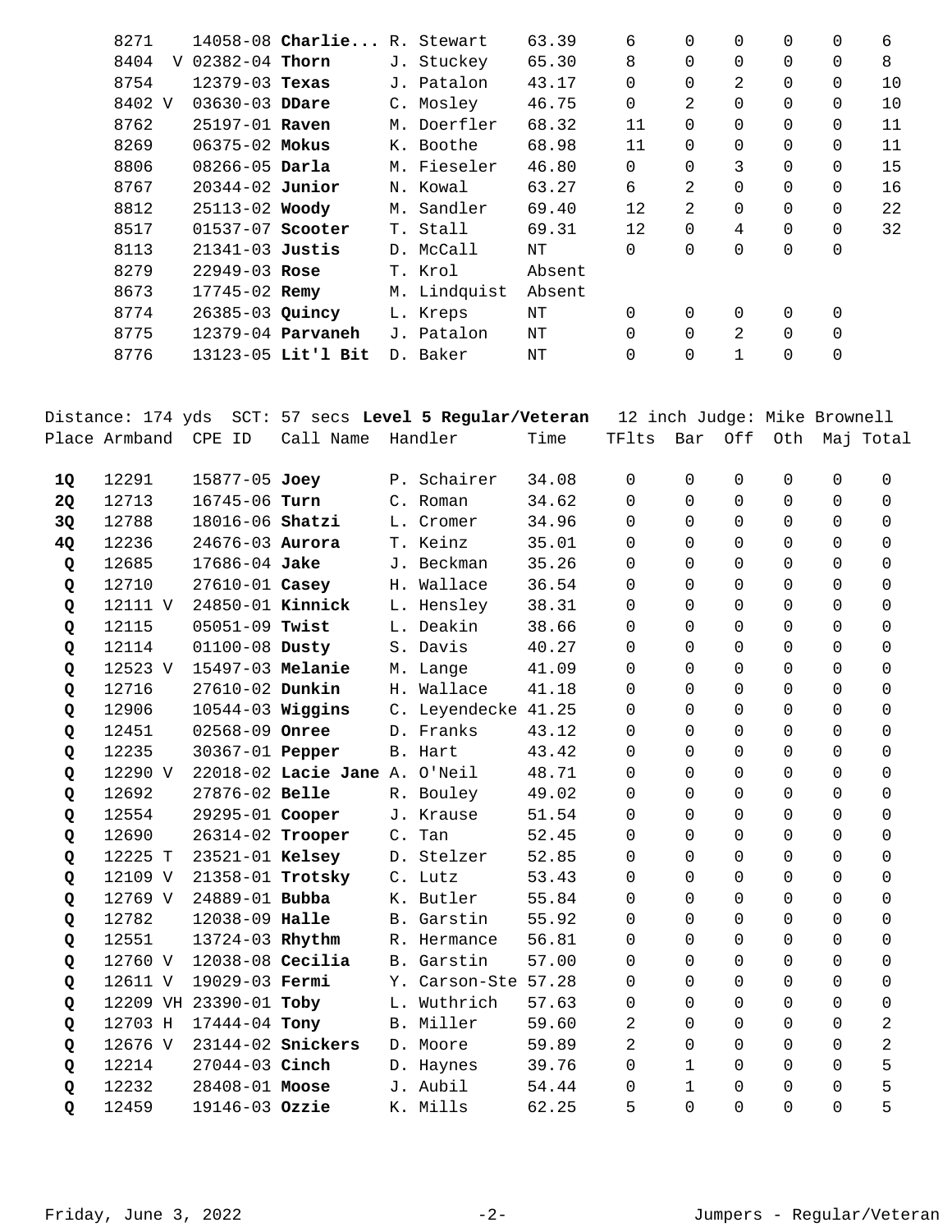| Place | Armband | CPE ID | Call Name | Handler | Time | TFlts | Bar | Off | Oth | Maj | Total |
|---|---|---|---|---|---|---|---|---|---|---|---|
| | 8271 | 14058-08 | **Charlie...** | R. Stewart | 63.39 | 6 | 0 | 0 | 0 | 0 | 6 |
| | 8404 V | 02382-04 | **Thorn** | J. Stuckey | 65.30 | 8 | 0 | 0 | 0 | 0 | 8 |
| | 8754 | 12379-03 | **Texas** | J. Patalon | 43.17 | 0 | 0 | 2 | 0 | 0 | 10 |
| | 8402 V | 03630-03 | **DDare** | C. Mosley | 46.75 | 0 | 2 | 0 | 0 | 0 | 10 |
| | 8762 | 25197-01 | **Raven** | M. Doerfler | 68.32 | 11 | 0 | 0 | 0 | 0 | 11 |
| | 8269 | 06375-02 | **Mokus** | K. Boothe | 68.98 | 11 | 0 | 0 | 0 | 0 | 11 |
| | 8806 | 08266-05 | **Darla** | M. Fieseler | 46.80 | 0 | 0 | 3 | 0 | 0 | 15 |
| | 8767 | 20344-02 | **Junior** | N. Kowal | 63.27 | 6 | 2 | 0 | 0 | 0 | 16 |
| | 8812 | 25113-02 | **Woody** | M. Sandler | 69.40 | 12 | 2 | 0 | 0 | 0 | 22 |
| | 8517 | 01537-07 | **Scooter** | T. Stall | 69.31 | 12 | 0 | 4 | 0 | 0 | 32 |
| | 8113 | 21341-03 | **Justis** | D. McCall | NT | 0 | 0 | 0 | 0 | 0 | |
| | 8279 | 22949-03 | **Rose** | T. Krol | Absent | | | | | | |
| | 8673 | 17745-02 | **Remy** | M. Lindquist | Absent | | | | | | |
| | 8774 | 26385-03 | **Quincy** | L. Kreps | NT | 0 | 0 | 0 | 0 | 0 | |
| | 8775 | 12379-04 | **Parvaneh** | J. Patalon | NT | 0 | 0 | 2 | 0 | 0 | |
| | 8776 | 13123-05 | **Lit'l Bit** | D. Baker | NT | 0 | 0 | 1 | 0 | 0 | |

Distance: 174 yds SCT: 57 secs **Level 5 Regular/Veteran** 12 inch Judge: Mike Brownell

| Place | Armband | CPE ID | Call Name | Handler | Time | TFlts | Bar | Off | Oth | Maj | Total |
|---|---|---|---|---|---|---|---|---|---|---|---|
| **1Q** | 12291 | 15877-05 | **Joey** | P. Schairer | 34.08 | 0 | 0 | 0 | 0 | 0 | 0 |
| **2Q** | 12713 | 16745-06 | **Turn** | C. Roman | 34.62 | 0 | 0 | 0 | 0 | 0 | 0 |
| **3Q** | 12788 | 18016-06 | **Shatzi** | L. Cromer | 34.96 | 0 | 0 | 0 | 0 | 0 | 0 |
| **4Q** | 12236 | 24676-03 | **Aurora** | T. Keinz | 35.01 | 0 | 0 | 0 | 0 | 0 | 0 |
| **Q** | 12685 | 17686-04 | **Jake** | J. Beckman | 35.26 | 0 | 0 | 0 | 0 | 0 | 0 |
| **Q** | 12710 | 27610-01 | **Casey** | H. Wallace | 36.54 | 0 | 0 | 0 | 0 | 0 | 0 |
| **Q** | 12111 V | 24850-01 | **Kinnick** | L. Hensley | 38.31 | 0 | 0 | 0 | 0 | 0 | 0 |
| **Q** | 12115 | 05051-09 | **Twist** | L. Deakin | 38.66 | 0 | 0 | 0 | 0 | 0 | 0 |
| **Q** | 12114 | 01100-08 | **Dusty** | S. Davis | 40.27 | 0 | 0 | 0 | 0 | 0 | 0 |
| **Q** | 12523 V | 15497-03 | **Melanie** | M. Lange | 41.09 | 0 | 0 | 0 | 0 | 0 | 0 |
| **Q** | 12716 | 27610-02 | **Dunkin** | H. Wallace | 41.18 | 0 | 0 | 0 | 0 | 0 | 0 |
| **Q** | 12906 | 10544-03 | **Wiggins** | C. Leyendecke | 41.25 | 0 | 0 | 0 | 0 | 0 | 0 |
| **Q** | 12451 | 02568-09 | **Onree** | D. Franks | 43.12 | 0 | 0 | 0 | 0 | 0 | 0 |
| **Q** | 12235 | 30367-01 | **Pepper** | B. Hart | 43.42 | 0 | 0 | 0 | 0 | 0 | 0 |
| **Q** | 12290 V | 22018-02 | **Lacie Jane** | A. O'Neil | 48.71 | 0 | 0 | 0 | 0 | 0 | 0 |
| **Q** | 12692 | 27876-02 | **Belle** | R. Bouley | 49.02 | 0 | 0 | 0 | 0 | 0 | 0 |
| **Q** | 12554 | 29295-01 | **Cooper** | J. Krause | 51.54 | 0 | 0 | 0 | 0 | 0 | 0 |
| **Q** | 12690 | 26314-02 | **Trooper** | C. Tan | 52.45 | 0 | 0 | 0 | 0 | 0 | 0 |
| **Q** | 12225 T | 23521-01 | **Kelsey** | D. Stelzer | 52.85 | 0 | 0 | 0 | 0 | 0 | 0 |
| **Q** | 12109 V | 21358-01 | **Trotsky** | C. Lutz | 53.43 | 0 | 0 | 0 | 0 | 0 | 0 |
| **Q** | 12769 V | 24889-01 | **Bubba** | K. Butler | 55.84 | 0 | 0 | 0 | 0 | 0 | 0 |
| **Q** | 12782 | 12038-09 | **Halle** | B. Garstin | 55.92 | 0 | 0 | 0 | 0 | 0 | 0 |
| **Q** | 12551 | 13724-03 | **Rhythm** | R. Hermance | 56.81 | 0 | 0 | 0 | 0 | 0 | 0 |
| **Q** | 12760 V | 12038-08 | **Cecilia** | B. Garstin | 57.00 | 0 | 0 | 0 | 0 | 0 | 0 |
| **Q** | 12611 V | 19029-03 | **Fermi** | Y. Carson-Ste | 57.28 | 0 | 0 | 0 | 0 | 0 | 0 |
| **Q** | 12209 VH | 23390-01 | **Toby** | L. Wuthrich | 57.63 | 0 | 0 | 0 | 0 | 0 | 0 |
| **Q** | 12703 H | 17444-04 | **Tony** | B. Miller | 59.60 | 2 | 0 | 0 | 0 | 0 | 2 |
| **Q** | 12676 V | 23144-02 | **Snickers** | D. Moore | 59.89 | 2 | 0 | 0 | 0 | 0 | 2 |
| **Q** | 12214 | 27044-03 | **Cinch** | D. Haynes | 39.76 | 0 | 1 | 0 | 0 | 0 | 5 |
| **Q** | 12232 | 28408-01 | **Moose** | J. Aubil | 54.44 | 0 | 1 | 0 | 0 | 0 | 5 |
| **Q** | 12459 | 19146-03 | **Ozzie** | K. Mills | 62.25 | 5 | 0 | 0 | 0 | 0 | 5 |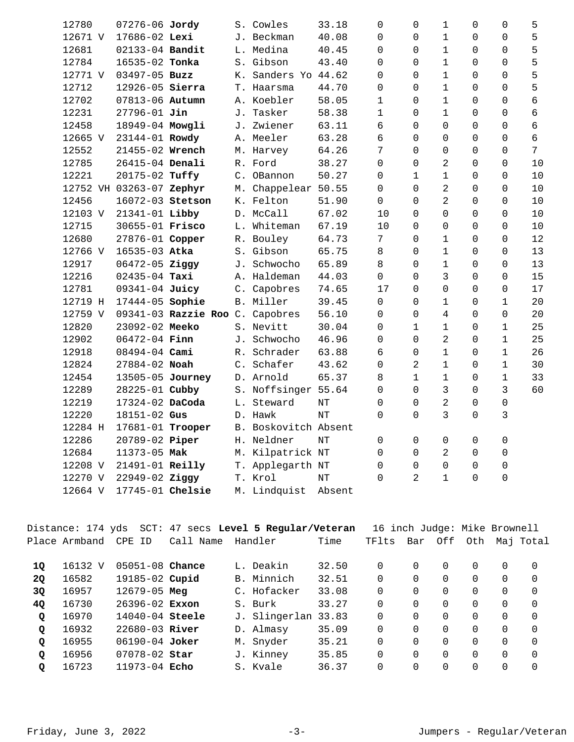| Place | Armband | CPE ID | Call Name | Handler | Time | TFlts | Bar | Off | Oth | Maj | Total |
|---|---|---|---|---|---|---|---|---|---|---|---|
| | 12780 | 07276-06 | **Jordy** | S. Cowles | 33.18 | 0 | 0 | 1 | 0 | 0 | 5 |
| | 12671 V | 17686-02 | **Lexi** | J. Beckman | 40.08 | 0 | 0 | 1 | 0 | 0 | 5 |
| | 12681 | 02133-04 | **Bandit** | L. Medina | 40.45 | 0 | 0 | 1 | 0 | 0 | 5 |
| | 12784 | 16535-02 | **Tonka** | S. Gibson | 43.40 | 0 | 0 | 1 | 0 | 0 | 5 |
| | 12771 V | 03497-05 | **Buzz** | K. Sanders Yo | 44.62 | 0 | 0 | 1 | 0 | 0 | 5 |
| | 12712 | 12926-05 | **Sierra** | T. Haarsma | 44.70 | 0 | 0 | 1 | 0 | 0 | 5 |
| | 12702 | 07813-06 | **Autumn** | A. Koebler | 58.05 | 1 | 0 | 1 | 0 | 0 | 6 |
| | 12231 | 27796-01 | **Jin** | J. Tasker | 58.38 | 1 | 0 | 1 | 0 | 0 | 6 |
| | 12458 | 18949-04 | **Mowgli** | J. Zwiener | 63.11 | 6 | 0 | 0 | 0 | 0 | 6 |
| | 12665 V | 23144-01 | **Rowdy** | A. Meeler | 63.28 | 6 | 0 | 0 | 0 | 0 | 6 |
| | 12552 | 21455-02 | **Wrench** | M. Harvey | 64.26 | 7 | 0 | 0 | 0 | 0 | 7 |
| | 12785 | 26415-04 | **Denali** | R. Ford | 38.27 | 0 | 0 | 2 | 0 | 0 | 10 |
| | 12221 | 20175-02 | **Tuffy** | C. OBannon | 50.27 | 0 | 1 | 1 | 0 | 0 | 10 |
| | 12752 VH | 03263-07 | **Zephyr** | M. Chappelear | 50.55 | 0 | 0 | 2 | 0 | 0 | 10 |
| | 12456 | 16072-03 | **Stetson** | K. Felton | 51.90 | 0 | 0 | 2 | 0 | 0 | 10 |
| | 12103 V | 21341-01 | **Libby** | D. McCall | 67.02 | 10 | 0 | 0 | 0 | 0 | 10 |
| | 12715 | 30655-01 | **Frisco** | L. Whiteman | 67.19 | 10 | 0 | 0 | 0 | 0 | 10 |
| | 12680 | 27876-01 | **Copper** | R. Bouley | 64.73 | 7 | 0 | 1 | 0 | 0 | 12 |
| | 12766 V | 16535-03 | **Atka** | S. Gibson | 65.75 | 8 | 0 | 1 | 0 | 0 | 13 |
| | 12917 | 06472-05 | **Ziggy** | J. Schwocho | 65.89 | 8 | 0 | 1 | 0 | 0 | 13 |
| | 12216 | 02435-04 | **Taxi** | A. Haldeman | 44.03 | 0 | 0 | 3 | 0 | 0 | 15 |
| | 12781 | 09341-04 | **Juicy** | C. Capobres | 74.65 | 17 | 0 | 0 | 0 | 0 | 17 |
| | 12719 H | 17444-05 | **Sophie** | B. Miller | 39.45 | 0 | 0 | 1 | 0 | 1 | 20 |
| | 12759 V | 09341-03 | **Razzie Roo** | C. Capobres | 56.10 | 0 | 0 | 4 | 0 | 0 | 20 |
| | 12820 | 23092-02 | **Meeko** | S. Nevitt | 30.04 | 0 | 1 | 1 | 0 | 1 | 25 |
| | 12902 | 06472-04 | **Finn** | J. Schwocho | 46.96 | 0 | 0 | 2 | 0 | 1 | 25 |
| | 12918 | 08494-04 | **Cami** | R. Schrader | 63.88 | 6 | 0 | 1 | 0 | 1 | 26 |
| | 12824 | 27884-02 | **Noah** | C. Schafer | 43.62 | 0 | 2 | 1 | 0 | 1 | 30 |
| | 12454 | 13505-05 | **Journey** | D. Arnold | 65.37 | 8 | 1 | 1 | 0 | 1 | 33 |
| | 12289 | 28225-01 | **Cubby** | S. Noffsinger | 55.64 | 0 | 0 | 3 | 0 | 3 | 60 |
| | 12219 | 17324-02 | **DaCoda** | L. Steward | NT | 0 | 0 | 2 | 0 | 0 | |
| | 12220 | 18151-02 | **Gus** | D. Hawk | NT | 0 | 0 | 3 | 0 | 3 | |
| | 12284 H | 17681-01 | **Trooper** | B. Boskovitch | Absent | | | | | | |
| | 12286 | 20789-02 | **Piper** | H. Neldner | NT | 0 | 0 | 0 | 0 | 0 | |
| | 12684 | 11373-05 | **Mak** | M. Kilpatrick | NT | 0 | 0 | 2 | 0 | 0 | |
| | 12208 V | 21491-01 | **Reilly** | T. Applegarth | NT | 0 | 0 | 0 | 0 | 0 | |
| | 12270 V | 22949-02 | **Ziggy** | T. Krol | NT | 0 | 2 | 1 | 0 | 0 | |
| | 12664 V | 17745-01 | **Chelsie** | M. Lindquist | Absent | | | | | | |

Distance: 174 yds SCT: 47 secs **Level 5 Regular/Veteran** 16 inch Judge: Mike Brownell

| Place | Armband | CPE ID | Call Name | Handler | Time | TFlts | Bar | Off | Oth | Maj | Total |
|---|---|---|---|---|---|---|---|---|---|---|---|
| **1Q** | 16132 V | 05051-08 | **Chance** | L. Deakin | 32.50 | 0 | 0 | 0 | 0 | 0 | 0 |
| **2Q** | 16582 | 19185-02 | **Cupid** | B. Minnich | 32.51 | 0 | 0 | 0 | 0 | 0 | 0 |
| **3Q** | 16957 | 12679-05 | **Meg** | C. Hofacker | 33.08 | 0 | 0 | 0 | 0 | 0 | 0 |
| **4Q** | 16730 | 26396-02 | **Exxon** | S. Burk | 33.27 | 0 | 0 | 0 | 0 | 0 | 0 |
| **Q** | 16970 | 14040-04 | **Steele** | J. Slingerlan | 33.83 | 0 | 0 | 0 | 0 | 0 | 0 |
| **Q** | 16932 | 22680-03 | **River** | D. Almasy | 35.09 | 0 | 0 | 0 | 0 | 0 | 0 |
| **Q** | 16955 | 06190-04 | **Joker** | M. Snyder | 35.21 | 0 | 0 | 0 | 0 | 0 | 0 |
| **Q** | 16956 | 07078-02 | **Star** | J. Kinney | 35.85 | 0 | 0 | 0 | 0 | 0 | 0 |
| **Q** | 16723 | 11973-04 | **Echo** | S. Kvale | 36.37 | 0 | 0 | 0 | 0 | 0 | 0 |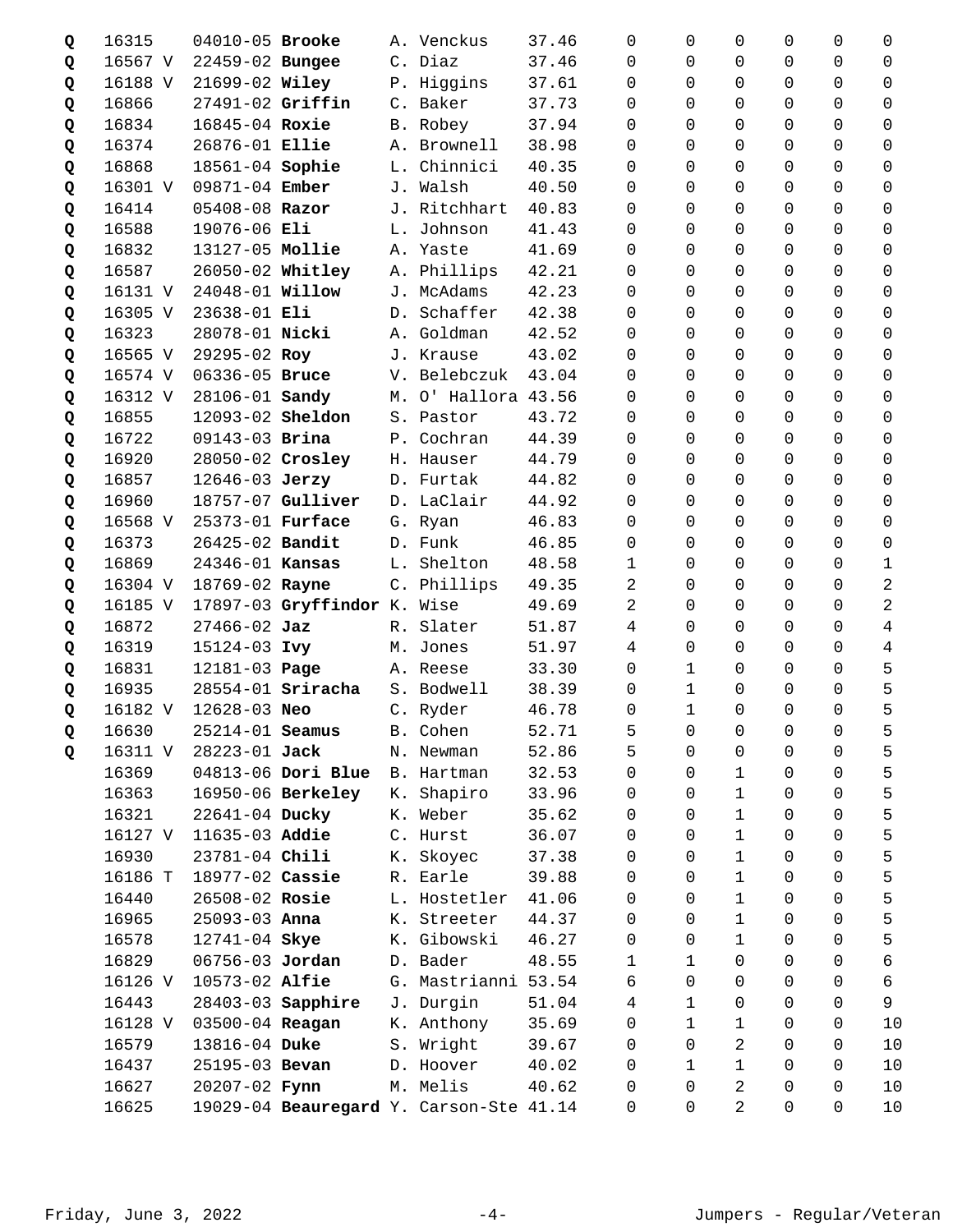| | | | | | | | | | | | | |
|---|---|---|---|---|---|---|---|---|---|---|---|---|
| Q | 16315 | 04010-05 **Brooke** | A. Venckus | 37.46 | 0 | 0 | 0 | 0 | 0 | 0 |
| Q | 16567 V | 22459-02 **Bungee** | C. Diaz | 37.46 | 0 | 0 | 0 | 0 | 0 | 0 |
| Q | 16188 V | 21699-02 **Wiley** | P. Higgins | 37.61 | 0 | 0 | 0 | 0 | 0 | 0 |
| Q | 16866 | 27491-02 **Griffin** | C. Baker | 37.73 | 0 | 0 | 0 | 0 | 0 | 0 |
| Q | 16834 | 16845-04 **Roxie** | B. Robey | 37.94 | 0 | 0 | 0 | 0 | 0 | 0 |
| Q | 16374 | 26876-01 **Ellie** | A. Brownell | 38.98 | 0 | 0 | 0 | 0 | 0 | 0 |
| Q | 16868 | 18561-04 **Sophie** | L. Chinnici | 40.35 | 0 | 0 | 0 | 0 | 0 | 0 |
| Q | 16301 V | 09871-04 **Ember** | J. Walsh | 40.50 | 0 | 0 | 0 | 0 | 0 | 0 |
| Q | 16414 | 05408-08 **Razor** | J. Ritchhart | 40.83 | 0 | 0 | 0 | 0 | 0 | 0 |
| Q | 16588 | 19076-06 **Eli** | L. Johnson | 41.43 | 0 | 0 | 0 | 0 | 0 | 0 |
| Q | 16832 | 13127-05 **Mollie** | A. Yaste | 41.69 | 0 | 0 | 0 | 0 | 0 | 0 |
| Q | 16587 | 26050-02 **Whitley** | A. Phillips | 42.21 | 0 | 0 | 0 | 0 | 0 | 0 |
| Q | 16131 V | 24048-01 **Willow** | J. McAdams | 42.23 | 0 | 0 | 0 | 0 | 0 | 0 |
| Q | 16305 V | 23638-01 **Eli** | D. Schaffer | 42.38 | 0 | 0 | 0 | 0 | 0 | 0 |
| Q | 16323 | 28078-01 **Nicki** | A. Goldman | 42.52 | 0 | 0 | 0 | 0 | 0 | 0 |
| Q | 16565 V | 29295-02 **Roy** | J. Krause | 43.02 | 0 | 0 | 0 | 0 | 0 | 0 |
| Q | 16574 V | 06336-05 **Bruce** | V. Belebczuk | 43.04 | 0 | 0 | 0 | 0 | 0 | 0 |
| Q | 16312 V | 28106-01 **Sandy** | M. O' Hallora | 43.56 | 0 | 0 | 0 | 0 | 0 | 0 |
| Q | 16855 | 12093-02 **Sheldon** | S. Pastor | 43.72 | 0 | 0 | 0 | 0 | 0 | 0 |
| Q | 16722 | 09143-03 **Brina** | P. Cochran | 44.39 | 0 | 0 | 0 | 0 | 0 | 0 |
| Q | 16920 | 28050-02 **Crosley** | H. Hauser | 44.79 | 0 | 0 | 0 | 0 | 0 | 0 |
| Q | 16857 | 12646-03 **Jerzy** | D. Furtak | 44.82 | 0 | 0 | 0 | 0 | 0 | 0 |
| Q | 16960 | 18757-07 **Gulliver** | D. LaClair | 44.92 | 0 | 0 | 0 | 0 | 0 | 0 |
| Q | 16568 V | 25373-01 **Furface** | G. Ryan | 46.83 | 0 | 0 | 0 | 0 | 0 | 0 |
| Q | 16373 | 26425-02 **Bandit** | D. Funk | 46.85 | 0 | 0 | 0 | 0 | 0 | 0 |
| Q | 16869 | 24346-01 **Kansas** | L. Shelton | 48.58 | 1 | 0 | 0 | 0 | 0 | 1 |
| Q | 16304 V | 18769-02 **Rayne** | C. Phillips | 49.35 | 2 | 0 | 0 | 0 | 0 | 2 |
| Q | 16185 V | 17897-03 **Gryffindor** | K. Wise | 49.69 | 2 | 0 | 0 | 0 | 0 | 2 |
| Q | 16872 | 27466-02 **Jaz** | R. Slater | 51.87 | 4 | 0 | 0 | 0 | 0 | 4 |
| Q | 16319 | 15124-03 **Ivy** | M. Jones | 51.97 | 4 | 0 | 0 | 0 | 0 | 4 |
| Q | 16831 | 12181-03 **Page** | A. Reese | 33.30 | 0 | 1 | 0 | 0 | 0 | 5 |
| Q | 16935 | 28554-01 **Sriracha** | S. Bodwell | 38.39 | 0 | 1 | 0 | 0 | 0 | 5 |
| Q | 16182 V | 12628-03 **Neo** | C. Ryder | 46.78 | 0 | 1 | 0 | 0 | 0 | 5 |
| Q | 16630 | 25214-01 **Seamus** | B. Cohen | 52.71 | 5 | 0 | 0 | 0 | 0 | 5 |
| Q | 16311 V | 28223-01 **Jack** | N. Newman | 52.86 | 5 | 0 | 0 | 0 | 0 | 5 |
| | 16369 | 04813-06 **Dori Blue** | B. Hartman | 32.53 | 0 | 0 | 1 | 0 | 0 | 5 |
| | 16363 | 16950-06 **Berkeley** | K. Shapiro | 33.96 | 0 | 0 | 1 | 0 | 0 | 5 |
| | 16321 | 22641-04 **Ducky** | K. Weber | 35.62 | 0 | 0 | 1 | 0 | 0 | 5 |
| | 16127 V | 11635-03 **Addie** | C. Hurst | 36.07 | 0 | 0 | 1 | 0 | 0 | 5 |
| | 16930 | 23781-04 **Chili** | K. Skoyec | 37.38 | 0 | 0 | 1 | 0 | 0 | 5 |
| | 16186 T | 18977-02 **Cassie** | R. Earle | 39.88 | 0 | 0 | 1 | 0 | 0 | 5 |
| | 16440 | 26508-02 **Rosie** | L. Hostetler | 41.06 | 0 | 0 | 1 | 0 | 0 | 5 |
| | 16965 | 25093-03 **Anna** | K. Streeter | 44.37 | 0 | 0 | 1 | 0 | 0 | 5 |
| | 16578 | 12741-04 **Skye** | K. Gibowski | 46.27 | 0 | 0 | 1 | 0 | 0 | 5 |
| | 16829 | 06756-03 **Jordan** | D. Bader | 48.55 | 1 | 1 | 0 | 0 | 0 | 6 |
| | 16126 V | 10573-02 **Alfie** | G. Mastrianni | 53.54 | 6 | 0 | 0 | 0 | 0 | 6 |
| | 16443 | 28403-03 **Sapphire** | J. Durgin | 51.04 | 4 | 1 | 0 | 0 | 0 | 9 |
| | 16128 V | 03500-04 **Reagan** | K. Anthony | 35.69 | 0 | 1 | 1 | 0 | 0 | 10 |
| | 16579 | 13816-04 **Duke** | S. Wright | 39.67 | 0 | 0 | 2 | 0 | 0 | 10 |
| | 16437 | 25195-03 **Bevan** | D. Hoover | 40.02 | 0 | 1 | 1 | 0 | 0 | 10 |
| | 16627 | 20207-02 **Fynn** | M. Melis | 40.62 | 0 | 0 | 2 | 0 | 0 | 10 |
| | 16625 | 19029-04 **Beauregard** | Y. Carson-Ste | 41.14 | 0 | 0 | 2 | 0 | 0 | 10 |

Friday, June 3, 2022 Jumpers - Regular/Veteran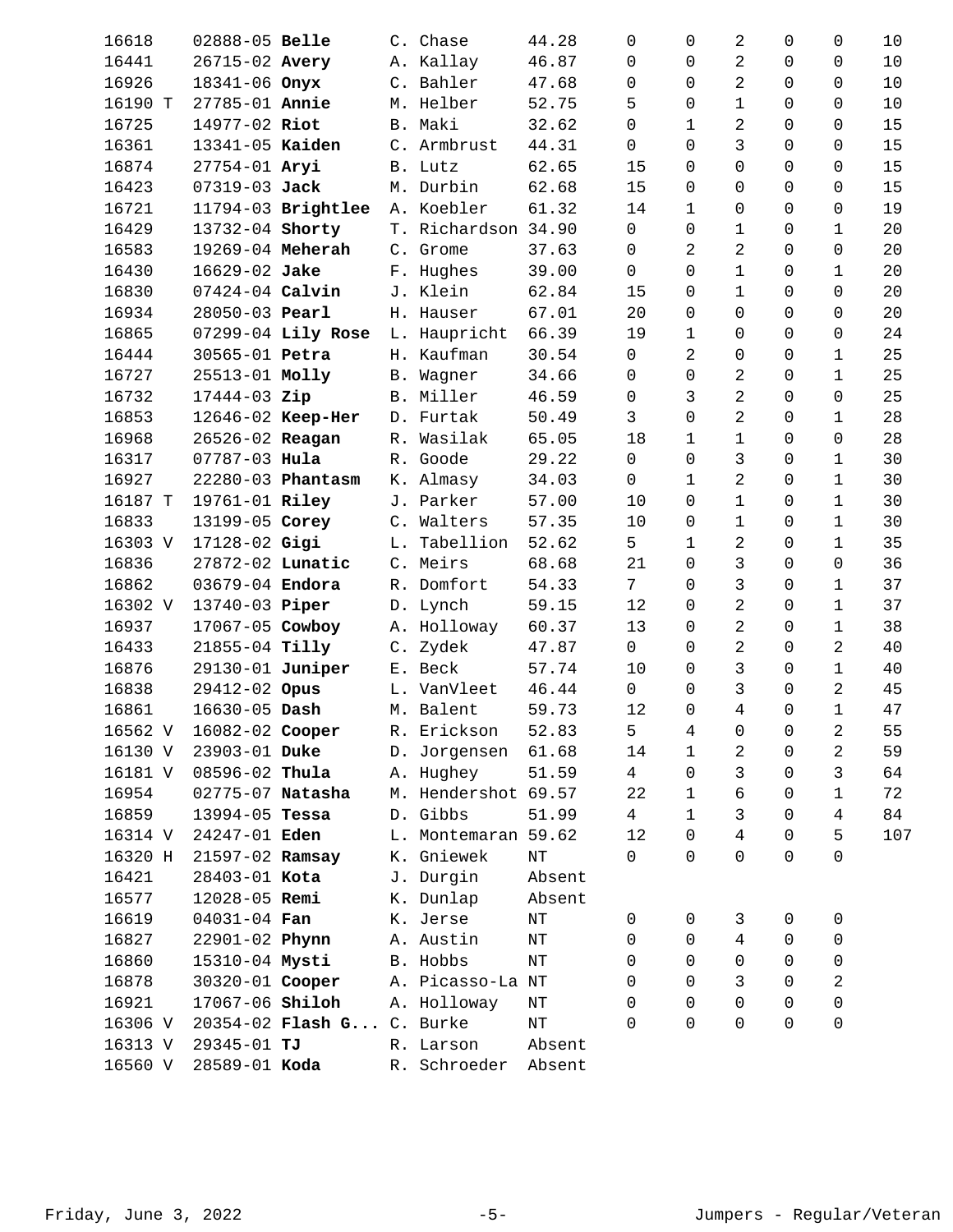| | | | | | | | | | | |
|---|---|---|---|---|---|---|---|---|---|---|
| 16618 | 02888-05 **Belle** | C. Chase | 44.28 | 0 | 0 | 2 | 0 | 0 | 10 |
| 16441 | 26715-02 **Avery** | A. Kallay | 46.87 | 0 | 0 | 2 | 0 | 0 | 10 |
| 16926 | 18341-06 **Onyx** | C. Bahler | 47.68 | 0 | 0 | 2 | 0 | 0 | 10 |
| 16190 T | 27785-01 **Annie** | M. Helber | 52.75 | 5 | 0 | 1 | 0 | 0 | 10 |
| 16725 | 14977-02 **Riot** | B. Maki | 32.62 | 0 | 1 | 2 | 0 | 0 | 15 |
| 16361 | 13341-05 **Kaiden** | C. Armbrust | 44.31 | 0 | 0 | 3 | 0 | 0 | 15 |
| 16874 | 27754-01 **Aryi** | B. Lutz | 62.65 | 15 | 0 | 0 | 0 | 0 | 15 |
| 16423 | 07319-03 **Jack** | M. Durbin | 62.68 | 15 | 0 | 0 | 0 | 0 | 15 |
| 16721 | 11794-03 **Brightlee** | A. Koebler | 61.32 | 14 | 1 | 0 | 0 | 0 | 19 |
| 16429 | 13732-04 **Shorty** | T. Richardson | 34.90 | 0 | 0 | 1 | 0 | 1 | 20 |
| 16583 | 19269-04 **Meherah** | C. Grome | 37.63 | 0 | 2 | 2 | 0 | 0 | 20 |
| 16430 | 16629-02 **Jake** | F. Hughes | 39.00 | 0 | 0 | 1 | 0 | 1 | 20 |
| 16830 | 07424-04 **Calvin** | J. Klein | 62.84 | 15 | 0 | 1 | 0 | 0 | 20 |
| 16934 | 28050-03 **Pearl** | H. Hauser | 67.01 | 20 | 0 | 0 | 0 | 0 | 20 |
| 16865 | 07299-04 **Lily Rose** | L. Hauprícht | 66.39 | 19 | 1 | 0 | 0 | 0 | 24 |
| 16444 | 30565-01 **Petra** | H. Kaufman | 30.54 | 0 | 2 | 0 | 0 | 1 | 25 |
| 16727 | 25513-01 **Molly** | B. Wagner | 34.66 | 0 | 0 | 2 | 0 | 1 | 25 |
| 16732 | 17444-03 **Zip** | B. Miller | 46.59 | 0 | 3 | 2 | 0 | 0 | 25 |
| 16853 | 12646-02 **Keep-Her** | D. Furtak | 50.49 | 3 | 0 | 2 | 0 | 1 | 28 |
| 16968 | 26526-02 **Reagan** | R. Wasilak | 65.05 | 18 | 1 | 1 | 0 | 0 | 28 |
| 16317 | 07787-03 **Hula** | R. Goode | 29.22 | 0 | 0 | 3 | 0 | 1 | 30 |
| 16927 | 22280-03 **Phantasm** | K. Almasy | 34.03 | 0 | 1 | 2 | 0 | 1 | 30 |
| 16187 T | 19761-01 **Riley** | J. Parker | 57.00 | 10 | 0 | 1 | 0 | 1 | 30 |
| 16833 | 13199-05 **Corey** | C. Walters | 57.35 | 10 | 0 | 1 | 0 | 1 | 30 |
| 16303 V | 17128-02 **Gigi** | L. Tabellion | 52.62 | 5 | 1 | 2 | 0 | 1 | 35 |
| 16836 | 27872-02 **Lunatic** | C. Meirs | 68.68 | 21 | 0 | 3 | 0 | 0 | 36 |
| 16862 | 03679-04 **Endora** | R. Domfort | 54.33 | 7 | 0 | 3 | 0 | 1 | 37 |
| 16302 V | 13740-03 **Piper** | D. Lynch | 59.15 | 12 | 0 | 2 | 0 | 1 | 37 |
| 16937 | 17067-05 **Cowboy** | A. Holloway | 60.37 | 13 | 0 | 2 | 0 | 1 | 38 |
| 16433 | 21855-04 **Tilly** | C. Zydek | 47.87 | 0 | 0 | 2 | 0 | 2 | 40 |
| 16876 | 29130-01 **Juniper** | E. Beck | 57.74 | 10 | 0 | 3 | 0 | 1 | 40 |
| 16838 | 29412-02 **Opus** | L. VanVleet | 46.44 | 0 | 0 | 3 | 0 | 2 | 45 |
| 16861 | 16630-05 **Dash** | M. Balent | 59.73 | 12 | 0 | 4 | 0 | 1 | 47 |
| 16562 V | 16082-02 **Cooper** | R. Erickson | 52.83 | 5 | 4 | 0 | 0 | 2 | 55 |
| 16130 V | 23903-01 **Duke** | D. Jorgensen | 61.68 | 14 | 1 | 2 | 0 | 2 | 59 |
| 16181 V | 08596-02 **Thula** | A. Hughey | 51.59 | 4 | 0 | 3 | 0 | 3 | 64 |
| 16954 | 02775-07 **Natasha** | M. Hendershot | 69.57 | 22 | 1 | 6 | 0 | 1 | 72 |
| 16859 | 13994-05 **Tessa** | D. Gibbs | 51.99 | 4 | 1 | 3 | 0 | 4 | 84 |
| 16314 V | 24247-01 **Eden** | L. Montemaran | 59.62 | 12 | 0 | 4 | 0 | 5 | 107 |
| 16320 H | 21597-02 **Ramsay** | K. Gniewek | NT | 0 | 0 | 0 | 0 | 0 | |
| 16421 | 28403-01 **Kota** | J. Durgin | Absent | | | | | | |
| 16577 | 12028-05 **Remi** | K. Dunlap | Absent | | | | | | |
| 16619 | 04031-04 **Fan** | K. Jerse | NT | 0 | 0 | 3 | 0 | 0 | |
| 16827 | 22901-02 **Phynn** | A. Austin | NT | 0 | 0 | 4 | 0 | 0 | |
| 16860 | 15310-04 **Mysti** | B. Hobbs | NT | 0 | 0 | 0 | 0 | 0 | |
| 16878 | 30320-01 **Cooper** | A. Picasso-La | NT | 0 | 0 | 3 | 0 | 2 | |
| 16921 | 17067-06 **Shiloh** | A. Holloway | NT | 0 | 0 | 0 | 0 | 0 | |
| 16306 V | 20354-02 **Flash G...** | C. Burke | NT | 0 | 0 | 0 | 0 | 0 | |
| 16313 V | 29345-01 **TJ** | R. Larson | Absent | | | | | | |
| 16560 V | 28589-01 **Koda** | R. Schroeder | Absent | | | | | | |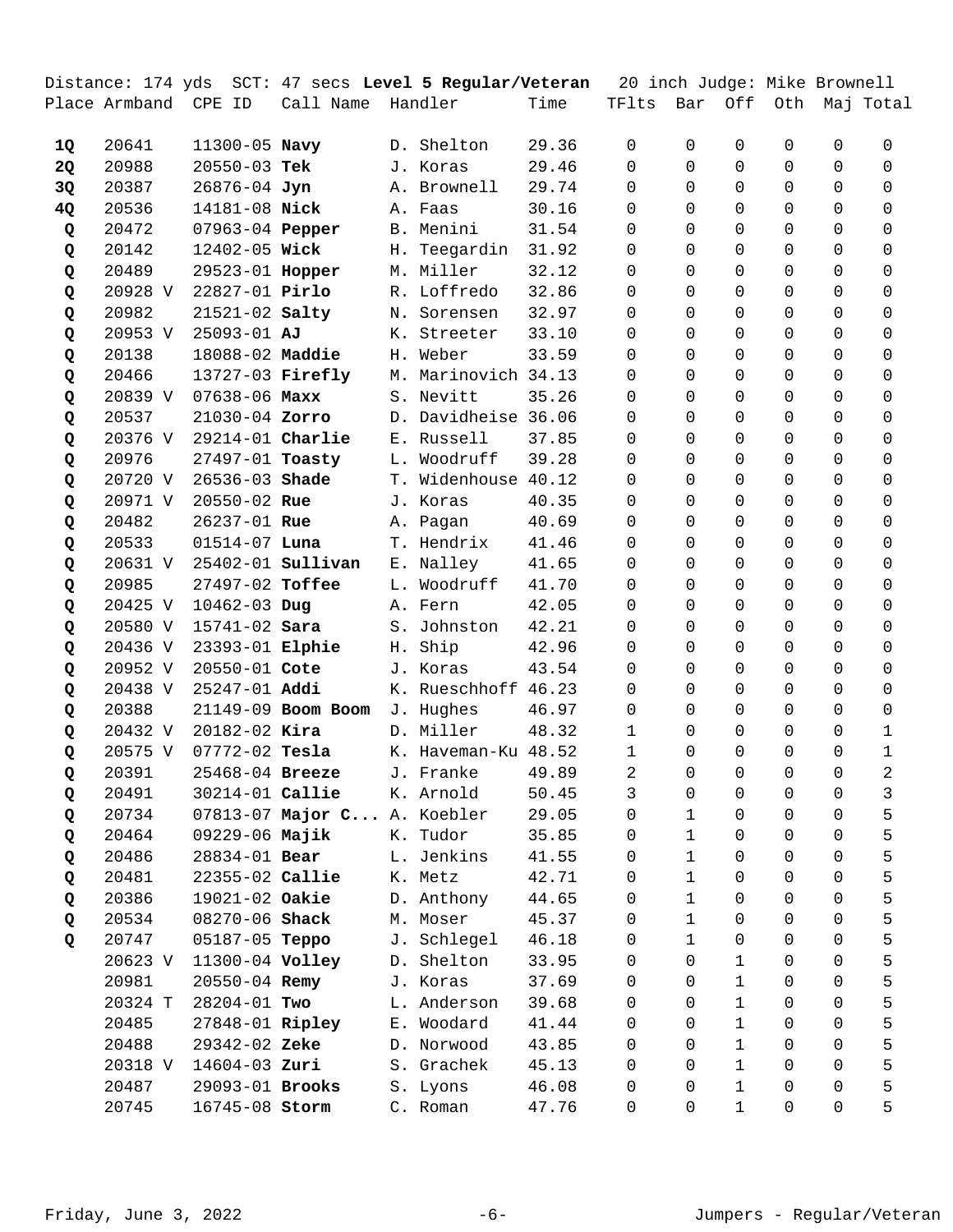Distance: 174 yds  SCT: 47 secs **Level 5 Regular/Veteran**  20 inch Judge: Mike Brownell

| Place | Armband | CPE ID | Call Name | Handler | Time | TFlts | Bar | Off | Oth | Maj | Total |
|---|---|---|---|---|---|---|---|---|---|---|---|
| **1Q** | 20641 | 11300-05 | **Navy** | D. Shelton | 29.36 | 0 | 0 | 0 | 0 | 0 | 0 |
| **2Q** | 20988 | 20550-03 | **Tek** | J. Koras | 29.46 | 0 | 0 | 0 | 0 | 0 | 0 |
| **3Q** | 20387 | 26876-04 | **Jyn** | A. Brownell | 29.74 | 0 | 0 | 0 | 0 | 0 | 0 |
| **4Q** | 20536 | 14181-08 | **Nick** | A. Faas | 30.16 | 0 | 0 | 0 | 0 | 0 | 0 |
| **Q** | 20472 | 07963-04 | **Pepper** | B. Menini | 31.54 | 0 | 0 | 0 | 0 | 0 | 0 |
| **Q** | 20142 | 12402-05 | **Wick** | H. Teegardin | 31.92 | 0 | 0 | 0 | 0 | 0 | 0 |
| **Q** | 20489 | 29523-01 | **Hopper** | M. Miller | 32.12 | 0 | 0 | 0 | 0 | 0 | 0 |
| **Q** | 20928 V | 22827-01 | **Pirlo** | R. Loffredo | 32.86 | 0 | 0 | 0 | 0 | 0 | 0 |
| **Q** | 20982 | 21521-02 | **Salty** | N. Sorensen | 32.97 | 0 | 0 | 0 | 0 | 0 | 0 |
| **Q** | 20953 V | 25093-01 | **AJ** | K. Streeter | 33.10 | 0 | 0 | 0 | 0 | 0 | 0 |
| **Q** | 20138 | 18088-02 | **Maddie** | H. Weber | 33.59 | 0 | 0 | 0 | 0 | 0 | 0 |
| **Q** | 20466 | 13727-03 | **Firefly** | M. Marinovich | 34.13 | 0 | 0 | 0 | 0 | 0 | 0 |
| **Q** | 20839 V | 07638-06 | **Maxx** | S. Nevitt | 35.26 | 0 | 0 | 0 | 0 | 0 | 0 |
| **Q** | 20537 | 21030-04 | **Zorro** | D. Davidheise | 36.06 | 0 | 0 | 0 | 0 | 0 | 0 |
| **Q** | 20376 V | 29214-01 | **Charlie** | E. Russell | 37.85 | 0 | 0 | 0 | 0 | 0 | 0 |
| **Q** | 20976 | 27497-01 | **Toasty** | L. Woodruff | 39.28 | 0 | 0 | 0 | 0 | 0 | 0 |
| **Q** | 20720 V | 26536-03 | **Shade** | T. Widenhouse | 40.12 | 0 | 0 | 0 | 0 | 0 | 0 |
| **Q** | 20971 V | 20550-02 | **Rue** | J. Koras | 40.35 | 0 | 0 | 0 | 0 | 0 | 0 |
| **Q** | 20482 | 26237-01 | **Rue** | A. Pagan | 40.69 | 0 | 0 | 0 | 0 | 0 | 0 |
| **Q** | 20533 | 01514-07 | **Luna** | T. Hendrix | 41.46 | 0 | 0 | 0 | 0 | 0 | 0 |
| **Q** | 20631 V | 25402-01 | **Sullivan** | E. Nalley | 41.65 | 0 | 0 | 0 | 0 | 0 | 0 |
| **Q** | 20985 | 27497-02 | **Toffee** | L. Woodruff | 41.70 | 0 | 0 | 0 | 0 | 0 | 0 |
| **Q** | 20425 V | 10462-03 | **Dug** | A. Fern | 42.05 | 0 | 0 | 0 | 0 | 0 | 0 |
| **Q** | 20580 V | 15741-02 | **Sara** | S. Johnston | 42.21 | 0 | 0 | 0 | 0 | 0 | 0 |
| **Q** | 20436 V | 23393-01 | **Elphie** | H. Ship | 42.96 | 0 | 0 | 0 | 0 | 0 | 0 |
| **Q** | 20952 V | 20550-01 | **Cote** | J. Koras | 43.54 | 0 | 0 | 0 | 0 | 0 | 0 |
| **Q** | 20438 V | 25247-01 | **Addi** | K. Rueschhoff | 46.23 | 0 | 0 | 0 | 0 | 0 | 0 |
| **Q** | 20388 | 21149-09 | **Boom Boom** | J. Hughes | 46.97 | 0 | 0 | 0 | 0 | 0 | 0 |
| **Q** | 20432 V | 20182-02 | **Kira** | D. Miller | 48.32 | 1 | 0 | 0 | 0 | 0 | 1 |
| **Q** | 20575 V | 07772-02 | **Tesla** | K. Haveman-Ku | 48.52 | 1 | 0 | 0 | 0 | 0 | 1 |
| **Q** | 20391 | 25468-04 | **Breeze** | J. Franke | 49.89 | 2 | 0 | 0 | 0 | 0 | 2 |
| **Q** | 20491 | 30214-01 | **Callie** | K. Arnold | 50.45 | 3 | 0 | 0 | 0 | 0 | 3 |
| **Q** | 20734 | 07813-07 | **Major C...** | A. Koebler | 29.05 | 0 | 1 | 0 | 0 | 0 | 5 |
| **Q** | 20464 | 09229-06 | **Majik** | K. Tudor | 35.85 | 0 | 1 | 0 | 0 | 0 | 5 |
| **Q** | 20486 | 28834-01 | **Bear** | L. Jenkins | 41.55 | 0 | 1 | 0 | 0 | 0 | 5 |
| **Q** | 20481 | 22355-02 | **Callie** | K. Metz | 42.71 | 0 | 1 | 0 | 0 | 0 | 5 |
| **Q** | 20386 | 19021-02 | **Oakie** | D. Anthony | 44.65 | 0 | 1 | 0 | 0 | 0 | 5 |
| **Q** | 20534 | 08270-06 | **Shack** | M. Moser | 45.37 | 0 | 1 | 0 | 0 | 0 | 5 |
| **Q** | 20747 | 05187-05 | **Teppo** | J. Schlegel | 46.18 | 0 | 1 | 0 | 0 | 0 | 5 |
| | 20623 V | 11300-04 | **Volley** | D. Shelton | 33.95 | 0 | 0 | 1 | 0 | 0 | 5 |
| | 20981 | 20550-04 | **Remy** | J. Koras | 37.69 | 0 | 0 | 1 | 0 | 0 | 5 |
| | 20324 T | 28204-01 | **Two** | L. Anderson | 39.68 | 0 | 0 | 1 | 0 | 0 | 5 |
| | 20485 | 27848-01 | **Ripley** | E. Woodard | 41.44 | 0 | 0 | 1 | 0 | 0 | 5 |
| | 20488 | 29342-02 | **Zeke** | D. Norwood | 43.85 | 0 | 0 | 1 | 0 | 0 | 5 |
| | 20318 V | 14604-03 | **Zuri** | S. Grachek | 45.13 | 0 | 0 | 1 | 0 | 0 | 5 |
| | 20487 | 29093-01 | **Brooks** | S. Lyons | 46.08 | 0 | 0 | 1 | 0 | 0 | 5 |
| | 20745 | 16745-08 | **Storm** | C. Roman | 47.76 | 0 | 0 | 1 | 0 | 0 | 5 |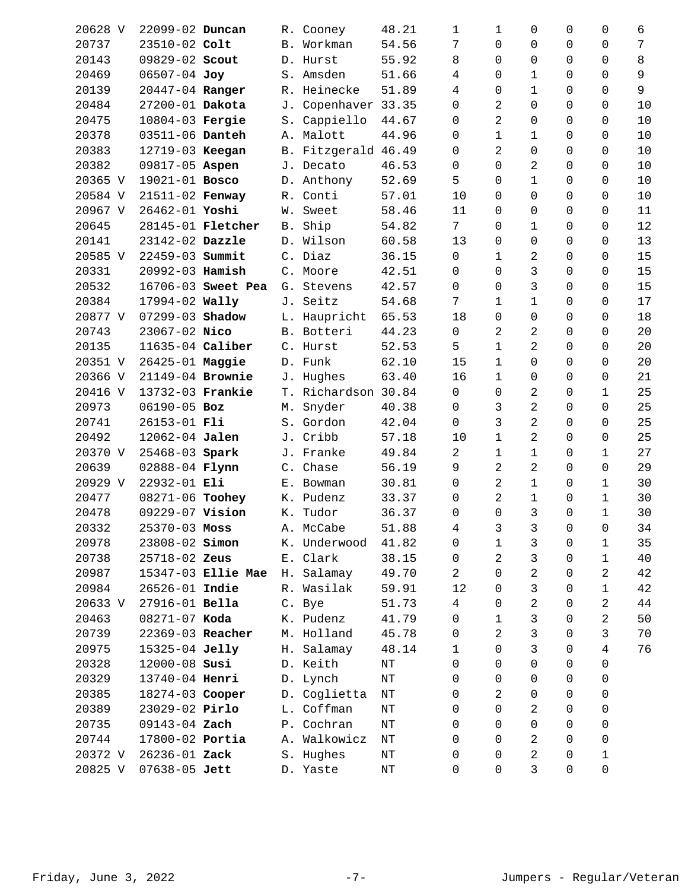| | | | | | | | | | | |
|---|---|---|---|---|---|---|---|---|---|---|
| 20628 V | 22099-02 **Duncan** | R. Cooney | 48.21 | 1 | 1 | 0 | 0 | 0 | 6 |
| 20737 | 23510-02 **Colt** | B. Workman | 54.56 | 7 | 0 | 0 | 0 | 0 | 7 |
| 20143 | 09829-02 **Scout** | D. Hurst | 55.92 | 8 | 0 | 0 | 0 | 0 | 8 |
| 20469 | 06507-04 **Joy** | S. Amsden | 51.66 | 4 | 0 | 1 | 0 | 0 | 9 |
| 20139 | 20447-04 **Ranger** | R. Heinecke | 51.89 | 4 | 0 | 1 | 0 | 0 | 9 |
| 20484 | 27200-01 **Dakota** | J. Copenhaver | 33.35 | 0 | 2 | 0 | 0 | 0 | 10 |
| 20475 | 10804-03 **Fergie** | S. Cappiello | 44.67 | 0 | 2 | 0 | 0 | 0 | 10 |
| 20378 | 03511-06 **Danteh** | A. Malott | 44.96 | 0 | 1 | 1 | 0 | 0 | 10 |
| 20383 | 12719-03 **Keegan** | B. Fitzgerald | 46.49 | 0 | 2 | 0 | 0 | 0 | 10 |
| 20382 | 09817-05 **Aspen** | J. Decato | 46.53 | 0 | 0 | 2 | 0 | 0 | 10 |
| 20365 V | 19021-01 **Bosco** | D. Anthony | 52.69 | 5 | 0 | 1 | 0 | 0 | 10 |
| 20584 V | 21511-02 **Fenway** | R. Conti | 57.01 | 10 | 0 | 0 | 0 | 0 | 10 |
| 20967 V | 26462-01 **Yoshi** | W. Sweet | 58.46 | 11 | 0 | 0 | 0 | 0 | 11 |
| 20645 | 28145-01 **Fletcher** | B. Ship | 54.82 | 7 | 0 | 1 | 0 | 0 | 12 |
| 20141 | 23142-02 **Dazzle** | D. Wilson | 60.58 | 13 | 0 | 0 | 0 | 0 | 13 |
| 20585 V | 22459-03 **Summit** | C. Diaz | 36.15 | 0 | 1 | 2 | 0 | 0 | 15 |
| 20331 | 20992-03 **Hamish** | C. Moore | 42.51 | 0 | 0 | 3 | 0 | 0 | 15 |
| 20532 | 16706-03 **Sweet Pea** | G. Stevens | 42.57 | 0 | 0 | 3 | 0 | 0 | 15 |
| 20384 | 17994-02 **Wally** | J. Seitz | 54.68 | 7 | 1 | 1 | 0 | 0 | 17 |
| 20877 V | 07299-03 **Shadow** | L. Haupricht | 65.53 | 18 | 0 | 0 | 0 | 0 | 18 |
| 20743 | 23067-02 **Nico** | B. Botteri | 44.23 | 0 | 2 | 2 | 0 | 0 | 20 |
| 20135 | 11635-04 **Caliber** | C. Hurst | 52.53 | 5 | 1 | 2 | 0 | 0 | 20 |
| 20351 V | 26425-01 **Maggie** | D. Funk | 62.10 | 15 | 1 | 0 | 0 | 0 | 20 |
| 20366 V | 21149-04 **Brownie** | J. Hughes | 63.40 | 16 | 1 | 0 | 0 | 0 | 21 |
| 20416 V | 13732-03 **Frankie** | T. Richardson | 30.84 | 0 | 0 | 2 | 0 | 1 | 25 |
| 20973 | 06190-05 **Boz** | M. Snyder | 40.38 | 0 | 3 | 2 | 0 | 0 | 25 |
| 20741 | 26153-01 **Fli** | S. Gordon | 42.04 | 0 | 3 | 2 | 0 | 0 | 25 |
| 20492 | 12062-04 **Jalen** | J. Cribb | 57.18 | 10 | 1 | 2 | 0 | 0 | 25 |
| 20370 V | 25468-03 **Spark** | J. Franke | 49.84 | 2 | 1 | 1 | 0 | 1 | 27 |
| 20639 | 02888-04 **Flynn** | C. Chase | 56.19 | 9 | 2 | 2 | 0 | 0 | 29 |
| 20929 V | 22932-01 **Eli** | E. Bowman | 30.81 | 0 | 2 | 1 | 0 | 1 | 30 |
| 20477 | 08271-06 **Toohey** | K. Pudenz | 33.37 | 0 | 2 | 1 | 0 | 1 | 30 |
| 20478 | 09229-07 **Vision** | K. Tudor | 36.37 | 0 | 0 | 3 | 0 | 1 | 30 |
| 20332 | 25370-03 **Moss** | A. McCabe | 51.88 | 4 | 3 | 3 | 0 | 0 | 34 |
| 20978 | 23808-02 **Simon** | K. Underwood | 41.82 | 0 | 1 | 3 | 0 | 1 | 35 |
| 20738 | 25718-02 **Zeus** | E. Clark | 38.15 | 0 | 2 | 3 | 0 | 1 | 40 |
| 20987 | 15347-03 **Ellie Mae** | H. Salamay | 49.70 | 2 | 0 | 2 | 0 | 2 | 42 |
| 20984 | 26526-01 **Indie** | R. Wasilak | 59.91 | 12 | 0 | 3 | 0 | 1 | 42 |
| 20633 V | 27916-01 **Bella** | C. Bye | 51.73 | 4 | 0 | 2 | 0 | 2 | 44 |
| 20463 | 08271-07 **Koda** | K. Pudenz | 41.79 | 0 | 1 | 3 | 0 | 2 | 50 |
| 20739 | 22369-03 **Reacher** | M. Holland | 45.78 | 0 | 2 | 3 | 0 | 3 | 70 |
| 20975 | 15325-04 **Jelly** | H. Salamay | 48.14 | 1 | 0 | 3 | 0 | 4 | 76 |
| 20328 | 12000-08 **Susi** | D. Keith | NT | 0 | 0 | 0 | 0 | 0 | |
| 20329 | 13740-04 **Henri** | D. Lynch | NT | 0 | 0 | 0 | 0 | 0 | |
| 20385 | 18274-03 **Cooper** | D. Coglietta | NT | 0 | 2 | 0 | 0 | 0 | |
| 20389 | 23029-02 **Pirlo** | L. Coffman | NT | 0 | 0 | 2 | 0 | 0 | |
| 20735 | 09143-04 **Zach** | P. Cochran | NT | 0 | 0 | 0 | 0 | 0 | |
| 20744 | 17800-02 **Portia** | A. Walkowicz | NT | 0 | 0 | 2 | 0 | 0 | |
| 20372 V | 26236-01 **Zack** | S. Hughes | NT | 0 | 0 | 2 | 0 | 1 | |
| 20825 V | 07638-05 **Jett** | D. Yaste | NT | 0 | 0 | 3 | 0 | 0 | |

Friday, June 3, 2022 | Jumpers - Regular/Veteran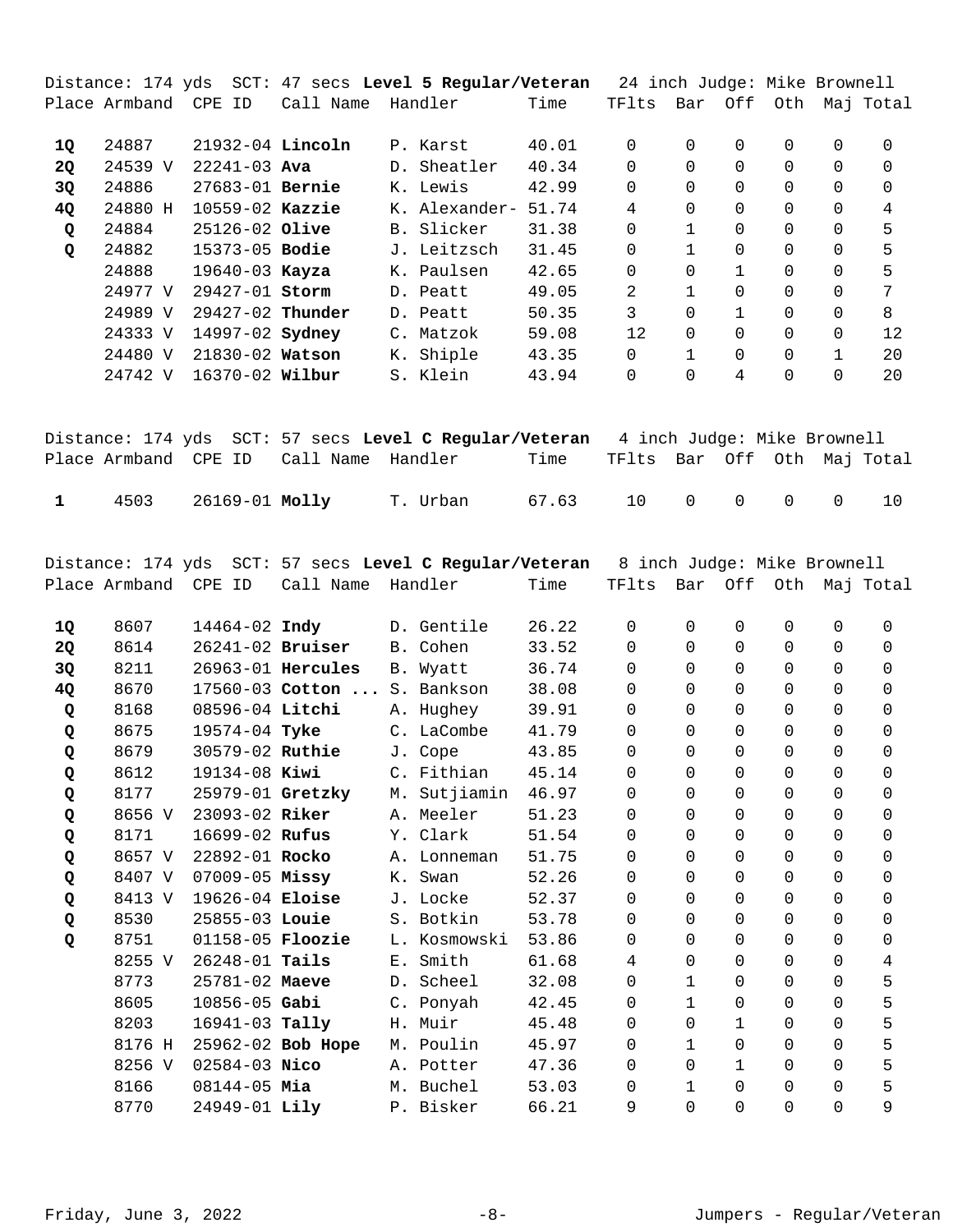Distance: 174 yds SCT: 47 secs **Level 5 Regular/Veteran** 24 inch Judge: Mike Brownell

| Place | Armband | CPE ID | Call Name | Handler | Time | TFlts | Bar | Off | Oth | Maj | Total |
|---|---|---|---|---|---|---|---|---|---|---|---|
| **1Q** | 24887 | 21932-04 | **Lincoln** | P. Karst | 40.01 | 0 | 0 | 0 | 0 | 0 | 0 |
| **2Q** | 24539 V | 22241-03 | **Ava** | D. Sheatler | 40.34 | 0 | 0 | 0 | 0 | 0 | 0 |
| **3Q** | 24886 | 27683-01 | **Bernie** | K. Lewis | 42.99 | 0 | 0 | 0 | 0 | 0 | 0 |
| **4Q** | 24880 H | 10559-02 | **Kazzie** | K. Alexander- | 51.74 | 4 | 0 | 0 | 0 | 0 | 4 |
| **Q** | 24884 | 25126-02 | **Olive** | B. Slicker | 31.38 | 0 | 1 | 0 | 0 | 0 | 5 |
| **Q** | 24882 | 15373-05 | **Bodie** | J. Leitzsch | 31.45 | 0 | 1 | 0 | 0 | 0 | 5 |
| | 24888 | 19640-03 | **Kayza** | K. Paulsen | 42.65 | 0 | 0 | 1 | 0 | 0 | 5 |
| | 24977 V | 29427-01 | **Storm** | D. Peatt | 49.05 | 2 | 1 | 0 | 0 | 0 | 7 |
| | 24989 V | 29427-02 | **Thunder** | D. Peatt | 50.35 | 3 | 0 | 1 | 0 | 0 | 8 |
| | 24333 V | 14997-02 | **Sydney** | C. Matzok | 59.08 | 12 | 0 | 0 | 0 | 0 | 12 |
| | 24480 V | 21830-02 | **Watson** | K. Shiple | 43.35 | 0 | 1 | 0 | 0 | 1 | 20 |
| | 24742 V | 16370-02 | **Wilbur** | S. Klein | 43.94 | 0 | 0 | 4 | 0 | 0 | 20 |

Distance: 174 yds SCT: 57 secs **Level C Regular/Veteran** 4 inch Judge: Mike Brownell

| Place | Armband | CPE ID | Call Name | Handler | Time | TFlts | Bar | Off | Oth | Maj | Total |
|---|---|---|---|---|---|---|---|---|---|---|---|
| **1** | 4503 | 26169-01 | **Molly** | T. Urban | 67.63 | 10 | 0 | 0 | 0 | 0 | 10 |

Distance: 174 yds SCT: 57 secs **Level C Regular/Veteran** 8 inch Judge: Mike Brownell

| Place | Armband | CPE ID | Call Name | Handler | Time | TFlts | Bar | Off | Oth | Maj | Total |
|---|---|---|---|---|---|---|---|---|---|---|---|
| **1Q** | 8607 | 14464-02 | **Indy** | D. Gentile | 26.22 | 0 | 0 | 0 | 0 | 0 | 0 |
| **2Q** | 8614 | 26241-02 | **Bruiser** | B. Cohen | 33.52 | 0 | 0 | 0 | 0 | 0 | 0 |
| **3Q** | 8211 | 26963-01 | **Hercules** | B. Wyatt | 36.74 | 0 | 0 | 0 | 0 | 0 | 0 |
| **4Q** | 8670 | 17560-03 | **Cotton ...** | S. Bankson | 38.08 | 0 | 0 | 0 | 0 | 0 | 0 |
| **Q** | 8168 | 08596-04 | **Litchi** | A. Hughey | 39.91 | 0 | 0 | 0 | 0 | 0 | 0 |
| **Q** | 8675 | 19574-04 | **Tyke** | C. LaCombe | 41.79 | 0 | 0 | 0 | 0 | 0 | 0 |
| **Q** | 8679 | 30579-02 | **Ruthie** | J. Cope | 43.85 | 0 | 0 | 0 | 0 | 0 | 0 |
| **Q** | 8612 | 19134-08 | **Kiwi** | C. Fithian | 45.14 | 0 | 0 | 0 | 0 | 0 | 0 |
| **Q** | 8177 | 25979-01 | **Gretzky** | M. Sutjiamin | 46.97 | 0 | 0 | 0 | 0 | 0 | 0 |
| **Q** | 8656 V | 23093-02 | **Riker** | A. Meeler | 51.23 | 0 | 0 | 0 | 0 | 0 | 0 |
| **Q** | 8171 | 16699-02 | **Rufus** | Y. Clark | 51.54 | 0 | 0 | 0 | 0 | 0 | 0 |
| **Q** | 8657 V | 22892-01 | **Rocko** | A. Lonneman | 51.75 | 0 | 0 | 0 | 0 | 0 | 0 |
| **Q** | 8407 V | 07009-05 | **Missy** | K. Swan | 52.26 | 0 | 0 | 0 | 0 | 0 | 0 |
| **Q** | 8413 V | 19626-04 | **Eloise** | J. Locke | 52.37 | 0 | 0 | 0 | 0 | 0 | 0 |
| **Q** | 8530 | 25855-03 | **Louie** | S. Botkin | 53.78 | 0 | 0 | 0 | 0 | 0 | 0 |
| **Q** | 8751 | 01158-05 | **Floozie** | L. Kosmowski | 53.86 | 0 | 0 | 0 | 0 | 0 | 0 |
| | 8255 V | 26248-01 | **Tails** | E. Smith | 61.68 | 4 | 0 | 0 | 0 | 0 | 4 |
| | 8773 | 25781-02 | **Maeve** | D. Scheel | 32.08 | 0 | 1 | 0 | 0 | 0 | 5 |
| | 8605 | 10856-05 | **Gabi** | C. Ponyah | 42.45 | 0 | 1 | 0 | 0 | 0 | 5 |
| | 8203 | 16941-03 | **Tally** | H. Muir | 45.48 | 0 | 0 | 1 | 0 | 0 | 5 |
| | 8176 H | 25962-02 | **Bob Hope** | M. Poulin | 45.97 | 0 | 1 | 0 | 0 | 0 | 5 |
| | 8256 V | 02584-03 | **Nico** | A. Potter | 47.36 | 0 | 0 | 1 | 0 | 0 | 5 |
| | 8166 | 08144-05 | **Mia** | M. Buchel | 53.03 | 0 | 1 | 0 | 0 | 0 | 5 |
| | 8770 | 24949-01 | **Lily** | P. Bisker | 66.21 | 9 | 0 | 0 | 0 | 0 | 9 |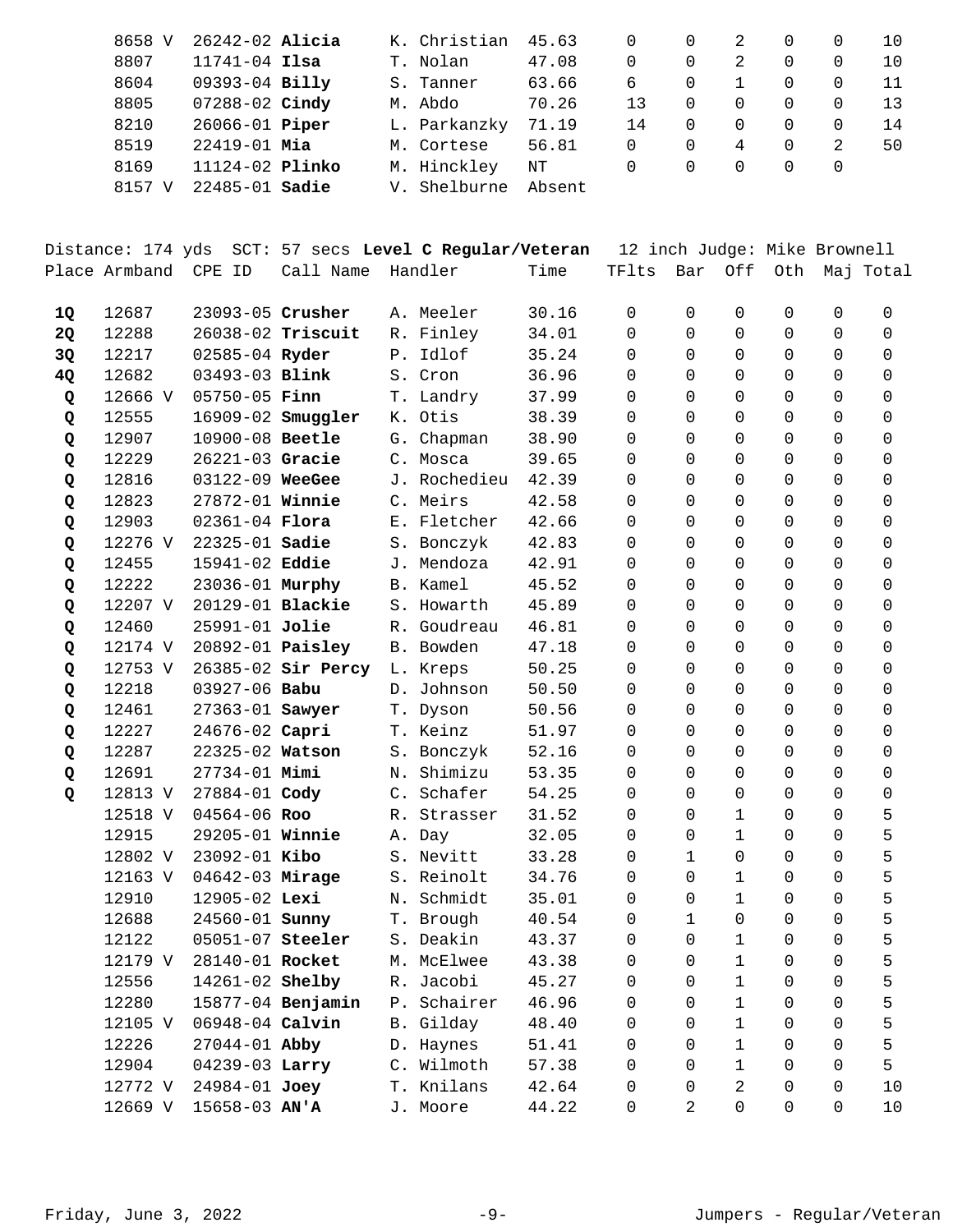| Place | Armband | CPE ID | Call Name | Handler | Time | TFlts | Bar | Off | Oth | Maj | Total |
|---|---|---|---|---|---|---|---|---|---|---|---|
| | 8658 V | 26242-02 | **Alicia** | K. Christian | 45.63 | 0 | 0 | 2 | 0 | 0 | 10 |
| | 8807 | 11741-04 | **Ilsa** | T. Nolan | 47.08 | 0 | 0 | 2 | 0 | 0 | 10 |
| | 8604 | 09393-04 | **Billy** | S. Tanner | 63.66 | 6 | 0 | 1 | 0 | 0 | 11 |
| | 8805 | 07288-02 | **Cindy** | M. Abdo | 70.26 | 13 | 0 | 0 | 0 | 0 | 13 |
| | 8210 | 26066-01 | **Piper** | L. Parkanzky | 71.19 | 14 | 0 | 0 | 0 | 0 | 14 |
| | 8519 | 22419-01 | **Mia** | M. Cortese | 56.81 | 0 | 0 | 4 | 0 | 2 | 50 |
| | 8169 | 11124-02 | **Plinko** | M. Hinckley | NT | 0 | 0 | 0 | 0 | 0 | |
| | 8157 V | 22485-01 | **Sadie** | V. Shelburne | Absent | | | | | | |

Distance: 174 yds SCT: 57 secs **Level C Regular/Veteran** 12 inch Judge: Mike Brownell

| Place | Armband | CPE ID | Call Name | Handler | Time | TFlts | Bar | Off | Oth | Maj | Total |
|---|---|---|---|---|---|---|---|---|---|---|---|
| **1Q** | 12687 | 23093-05 | **Crusher** | A. Meeler | 30.16 | 0 | 0 | 0 | 0 | 0 | 0 |
| **2Q** | 12288 | 26038-02 | **Triscuit** | R. Finley | 34.01 | 0 | 0 | 0 | 0 | 0 | 0 |
| **3Q** | 12217 | 02585-04 | **Ryder** | P. Idlof | 35.24 | 0 | 0 | 0 | 0 | 0 | 0 |
| **4Q** | 12682 | 03493-03 | **Blink** | S. Cron | 36.96 | 0 | 0 | 0 | 0 | 0 | 0 |
| **Q** | 12666 V | 05750-05 | **Finn** | T. Landry | 37.99 | 0 | 0 | 0 | 0 | 0 | 0 |
| **Q** | 12555 | 16909-02 | **Smuggler** | K. Otis | 38.39 | 0 | 0 | 0 | 0 | 0 | 0 |
| **Q** | 12907 | 10900-08 | **Beetle** | G. Chapman | 38.90 | 0 | 0 | 0 | 0 | 0 | 0 |
| **Q** | 12229 | 26221-03 | **Gracie** | C. Mosca | 39.65 | 0 | 0 | 0 | 0 | 0 | 0 |
| **Q** | 12816 | 03122-09 | **WeeGee** | J. Rochedieu | 42.39 | 0 | 0 | 0 | 0 | 0 | 0 |
| **Q** | 12823 | 27872-01 | **Winnie** | C. Meirs | 42.58 | 0 | 0 | 0 | 0 | 0 | 0 |
| **Q** | 12903 | 02361-04 | **Flora** | E. Fletcher | 42.66 | 0 | 0 | 0 | 0 | 0 | 0 |
| **Q** | 12276 V | 22325-01 | **Sadie** | S. Bonczyk | 42.83 | 0 | 0 | 0 | 0 | 0 | 0 |
| **Q** | 12455 | 15941-02 | **Eddie** | J. Mendoza | 42.91 | 0 | 0 | 0 | 0 | 0 | 0 |
| **Q** | 12222 | 23036-01 | **Murphy** | B. Kamel | 45.52 | 0 | 0 | 0 | 0 | 0 | 0 |
| **Q** | 12207 V | 20129-01 | **Blackie** | S. Howarth | 45.89 | 0 | 0 | 0 | 0 | 0 | 0 |
| **Q** | 12460 | 25991-01 | **Jolie** | R. Goudreau | 46.81 | 0 | 0 | 0 | 0 | 0 | 0 |
| **Q** | 12174 V | 20892-01 | **Paisley** | B. Bowden | 47.18 | 0 | 0 | 0 | 0 | 0 | 0 |
| **Q** | 12753 V | 26385-02 | **Sir Percy** | L. Kreps | 50.25 | 0 | 0 | 0 | 0 | 0 | 0 |
| **Q** | 12218 | 03927-06 | **Babu** | D. Johnson | 50.50 | 0 | 0 | 0 | 0 | 0 | 0 |
| **Q** | 12461 | 27363-01 | **Sawyer** | T. Dyson | 50.56 | 0 | 0 | 0 | 0 | 0 | 0 |
| **Q** | 12227 | 24676-02 | **Capri** | T. Keinz | 51.97 | 0 | 0 | 0 | 0 | 0 | 0 |
| **Q** | 12287 | 22325-02 | **Watson** | S. Bonczyk | 52.16 | 0 | 0 | 0 | 0 | 0 | 0 |
| **Q** | 12691 | 27734-01 | **Mimi** | N. Shimizu | 53.35 | 0 | 0 | 0 | 0 | 0 | 0 |
| **Q** | 12813 V | 27884-01 | **Cody** | C. Schafer | 54.25 | 0 | 0 | 0 | 0 | 0 | 0 |
| | 12518 V | 04564-06 | **Roo** | R. Strasser | 31.52 | 0 | 0 | 1 | 0 | 0 | 5 |
| | 12915 | 29205-01 | **Winnie** | A. Day | 32.05 | 0 | 0 | 1 | 0 | 0 | 5 |
| | 12802 V | 23092-01 | **Kibo** | S. Nevitt | 33.28 | 0 | 1 | 0 | 0 | 0 | 5 |
| | 12163 V | 04642-03 | **Mirage** | S. Reinolt | 34.76 | 0 | 0 | 1 | 0 | 0 | 5 |
| | 12910 | 12905-02 | **Lexi** | N. Schmidt | 35.01 | 0 | 0 | 1 | 0 | 0 | 5 |
| | 12688 | 24560-01 | **Sunny** | T. Brough | 40.54 | 0 | 1 | 0 | 0 | 0 | 5 |
| | 12122 | 05051-07 | **Steeler** | S. Deakin | 43.37 | 0 | 0 | 1 | 0 | 0 | 5 |
| | 12179 V | 28140-01 | **Rocket** | M. McElwee | 43.38 | 0 | 0 | 1 | 0 | 0 | 5 |
| | 12556 | 14261-02 | **Shelby** | R. Jacobi | 45.27 | 0 | 0 | 1 | 0 | 0 | 5 |
| | 12280 | 15877-04 | **Benjamin** | P. Schairer | 46.96 | 0 | 0 | 1 | 0 | 0 | 5 |
| | 12105 V | 06948-04 | **Calvin** | B. Gilday | 48.40 | 0 | 0 | 1 | 0 | 0 | 5 |
| | 12226 | 27044-01 | **Abby** | D. Haynes | 51.41 | 0 | 0 | 1 | 0 | 0 | 5 |
| | 12904 | 04239-03 | **Larry** | C. Wilmoth | 57.38 | 0 | 0 | 1 | 0 | 0 | 5 |
| | 12772 V | 24984-01 | **Joey** | T. Knilans | 42.64 | 0 | 0 | 2 | 0 | 0 | 10 |
| | 12669 V | 15658-03 | **AN'A** | J. Moore | 44.22 | 0 | 2 | 0 | 0 | 0 | 10 |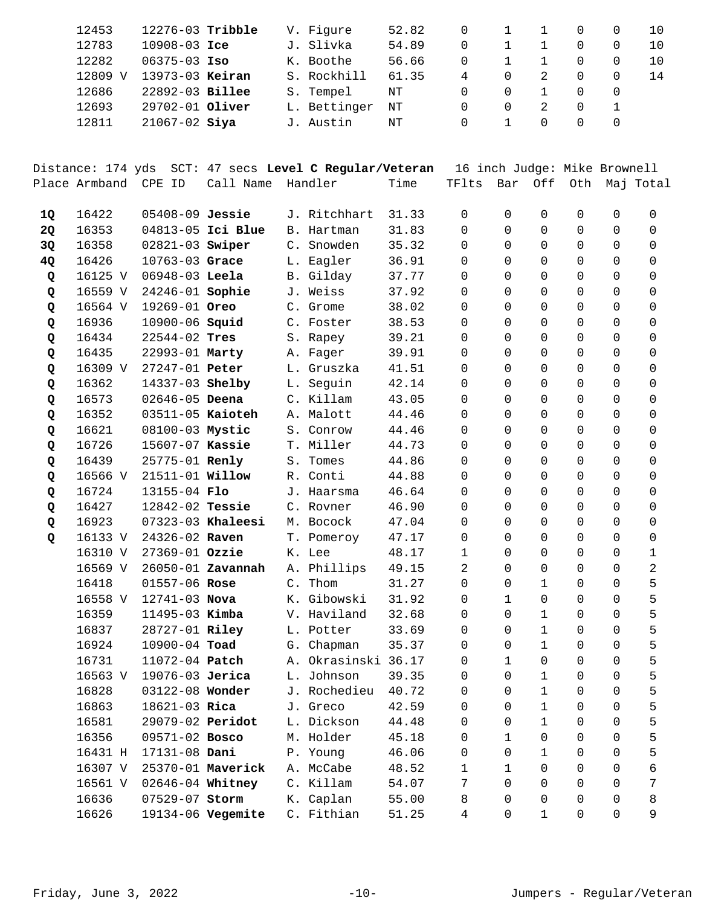| Place | Armband | CPE ID | Call Name | Handler | Time | TFlts | Bar | Off | Oth | Maj | Total |
|---|---|---|---|---|---|---|---|---|---|---|---|
| | 12453 | 12276-03 | **Tribble** | V. Figure | 52.82 | 0 | 1 | 1 | 0 | 0 | 10 |
| | 12783 | 10908-03 | **Ice** | J. Slivka | 54.89 | 0 | 1 | 1 | 0 | 0 | 10 |
| | 12282 | 06375-03 | **Iso** | K. Boothe | 56.66 | 0 | 1 | 1 | 0 | 0 | 10 |
| | 12809 V | 13973-03 | **Keiran** | S. Rockhill | 61.35 | 4 | 0 | 2 | 0 | 0 | 14 |
| | 12686 | 22892-03 | **Billee** | S. Tempel | NT | 0 | 0 | 1 | 0 | 0 | |
| | 12693 | 29702-01 | **Oliver** | L. Bettinger | NT | 0 | 0 | 2 | 0 | 1 | |
| | 12811 | 21067-02 | **Siya** | J. Austin | NT | 0 | 1 | 0 | 0 | 0 | |

Distance: 174 yds SCT: 47 secs **Level C Regular/Veteran** 16 inch Judge: Mike Brownell

| Place | Armband | CPE ID | Call Name | Handler | Time | TFlts | Bar | Off | Oth | Maj | Total |
|---|---|---|---|---|---|---|---|---|---|---|---|
| **1Q** | 16422 | 05408-09 | **Jessie** | J. Ritchhart | 31.33 | 0 | 0 | 0 | 0 | 0 | 0 |
| **2Q** | 16353 | 04813-05 | **Ici Blue** | B. Hartman | 31.83 | 0 | 0 | 0 | 0 | 0 | 0 |
| **3Q** | 16358 | 02821-03 | **Swiper** | C. Snowden | 35.32 | 0 | 0 | 0 | 0 | 0 | 0 |
| **4Q** | 16426 | 10763-03 | **Grace** | L. Eagler | 36.91 | 0 | 0 | 0 | 0 | 0 | 0 |
| **Q** | 16125 V | 06948-03 | **Leela** | B. Gilday | 37.77 | 0 | 0 | 0 | 0 | 0 | 0 |
| **Q** | 16559 V | 24246-01 | **Sophie** | J. Weiss | 37.92 | 0 | 0 | 0 | 0 | 0 | 0 |
| **Q** | 16564 V | 19269-01 | **Oreo** | C. Grome | 38.02 | 0 | 0 | 0 | 0 | 0 | 0 |
| **Q** | 16936 | 10900-06 | **Squid** | C. Foster | 38.53 | 0 | 0 | 0 | 0 | 0 | 0 |
| **Q** | 16434 | 22544-02 | **Tres** | S. Rapey | 39.21 | 0 | 0 | 0 | 0 | 0 | 0 |
| **Q** | 16435 | 22993-01 | **Marty** | A. Fager | 39.91 | 0 | 0 | 0 | 0 | 0 | 0 |
| **Q** | 16309 V | 27247-01 | **Peter** | L. Gruszka | 41.51 | 0 | 0 | 0 | 0 | 0 | 0 |
| **Q** | 16362 | 14337-03 | **Shelby** | L. Seguin | 42.14 | 0 | 0 | 0 | 0 | 0 | 0 |
| **Q** | 16573 | 02646-05 | **Deena** | C. Killam | 43.05 | 0 | 0 | 0 | 0 | 0 | 0 |
| **Q** | 16352 | 03511-05 | **Kaioteh** | A. Malott | 44.46 | 0 | 0 | 0 | 0 | 0 | 0 |
| **Q** | 16621 | 08100-03 | **Mystic** | S. Conrow | 44.46 | 0 | 0 | 0 | 0 | 0 | 0 |
| **Q** | 16726 | 15607-07 | **Kassie** | T. Miller | 44.73 | 0 | 0 | 0 | 0 | 0 | 0 |
| **Q** | 16439 | 25775-01 | **Renly** | S. Tomes | 44.86 | 0 | 0 | 0 | 0 | 0 | 0 |
| **Q** | 16566 V | 21511-01 | **Willow** | R. Conti | 44.88 | 0 | 0 | 0 | 0 | 0 | 0 |
| **Q** | 16724 | 13155-04 | **Flo** | J. Haarsma | 46.64 | 0 | 0 | 0 | 0 | 0 | 0 |
| **Q** | 16427 | 12842-02 | **Tessie** | C. Rovner | 46.90 | 0 | 0 | 0 | 0 | 0 | 0 |
| **Q** | 16923 | 07323-03 | **Khaleesi** | M. Bocock | 47.04 | 0 | 0 | 0 | 0 | 0 | 0 |
| **Q** | 16133 V | 24326-02 | **Raven** | T. Pomeroy | 47.17 | 0 | 0 | 0 | 0 | 0 | 0 |
| | 16310 V | 27369-01 | **Ozzie** | K. Lee | 48.17 | 1 | 0 | 0 | 0 | 0 | 1 |
| | 16569 V | 26050-01 | **Zavannah** | A. Phillips | 49.15 | 2 | 0 | 0 | 0 | 0 | 2 |
| | 16418 | 01557-06 | **Rose** | C. Thom | 31.27 | 0 | 0 | 1 | 0 | 0 | 5 |
| | 16558 V | 12741-03 | **Nova** | K. Gibowski | 31.92 | 0 | 1 | 0 | 0 | 0 | 5 |
| | 16359 | 11495-03 | **Kimba** | V. Haviland | 32.68 | 0 | 0 | 1 | 0 | 0 | 5 |
| | 16837 | 28727-01 | **Riley** | L. Potter | 33.69 | 0 | 0 | 1 | 0 | 0 | 5 |
| | 16924 | 10900-04 | **Toad** | G. Chapman | 35.37 | 0 | 0 | 1 | 0 | 0 | 5 |
| | 16731 | 11072-04 | **Patch** | A. Okrasinski | 36.17 | 0 | 1 | 0 | 0 | 0 | 5 |
| | 16563 V | 19076-03 | **Jerica** | L. Johnson | 39.35 | 0 | 0 | 1 | 0 | 0 | 5 |
| | 16828 | 03122-08 | **Wonder** | J. Rochedieu | 40.72 | 0 | 0 | 1 | 0 | 0 | 5 |
| | 16863 | 18621-03 | **Rica** | J. Greco | 42.59 | 0 | 0 | 1 | 0 | 0 | 5 |
| | 16581 | 29079-02 | **Peridot** | L. Dickson | 44.48 | 0 | 0 | 1 | 0 | 0 | 5 |
| | 16356 | 09571-02 | **Bosco** | M. Holder | 45.18 | 0 | 1 | 0 | 0 | 0 | 5 |
| | 16431 H | 17131-08 | **Dani** | P. Young | 46.06 | 0 | 0 | 1 | 0 | 0 | 5 |
| | 16307 V | 25370-01 | **Maverick** | A. McCabe | 48.52 | 1 | 1 | 0 | 0 | 0 | 6 |
| | 16561 V | 02646-04 | **Whitney** | C. Killam | 54.07 | 7 | 0 | 0 | 0 | 0 | 7 |
| | 16636 | 07529-07 | **Storm** | K. Caplan | 55.00 | 8 | 0 | 0 | 0 | 0 | 8 |
| | 16626 | 19134-06 | **Vegemite** | C. Fithian | 51.25 | 4 | 0 | 1 | 0 | 0 | 9 |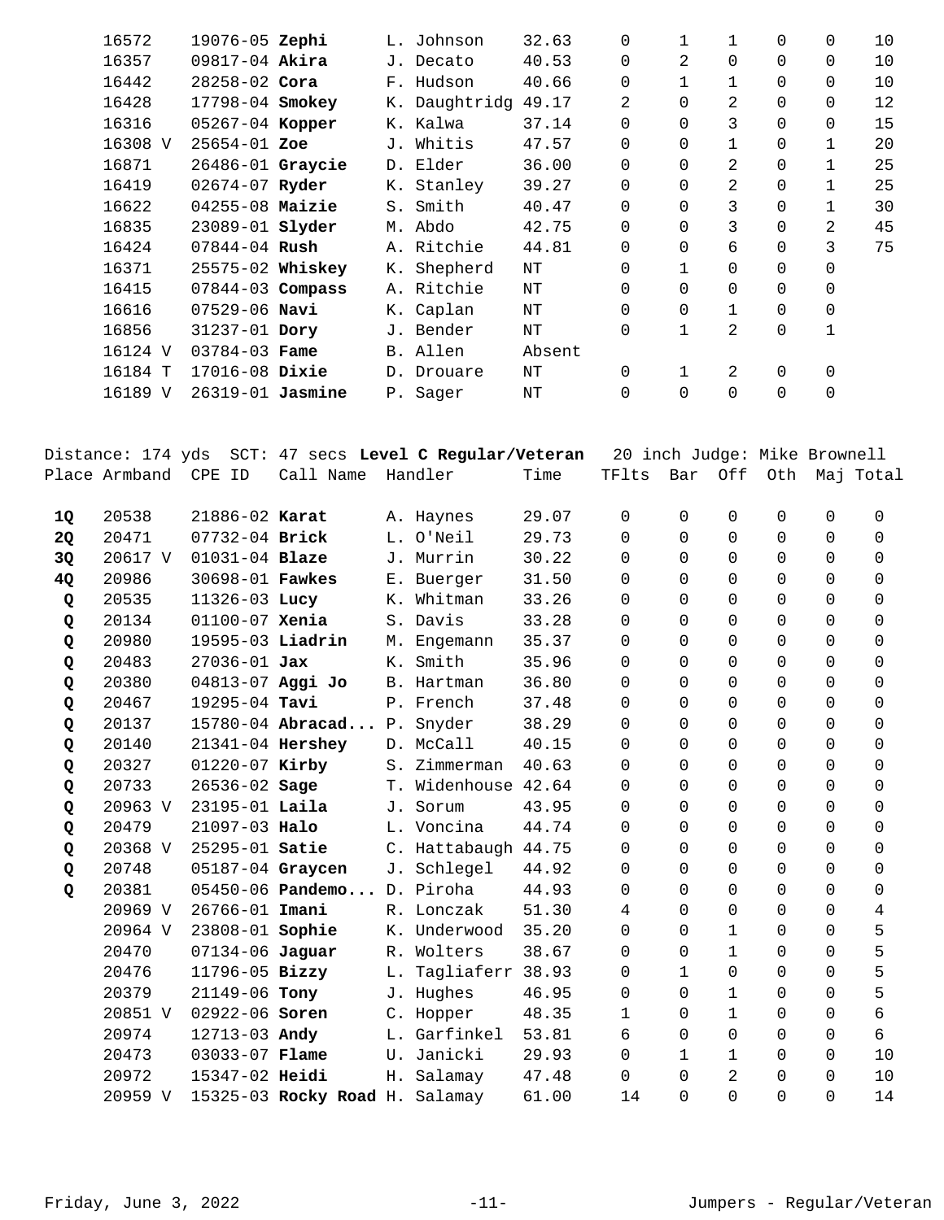| Place | Armband | CPE ID | Call Name | Handler | Time | TFlts | Bar | Off | Oth | Maj | Total |
|---|---|---|---|---|---|---|---|---|---|---|---|
| | 16572 | 19076-05 | **Zephi** | L. Johnson | 32.63 | 0 | 1 | 1 | 0 | 0 | 10 |
| | 16357 | 09817-04 | **Akira** | J. Decato | 40.53 | 0 | 2 | 0 | 0 | 0 | 10 |
| | 16442 | 28258-02 | **Cora** | F. Hudson | 40.66 | 0 | 1 | 1 | 0 | 0 | 10 |
| | 16428 | 17798-04 | **Smokey** | K. Daughtridg | 49.17 | 2 | 0 | 2 | 0 | 0 | 12 |
| | 16316 | 05267-04 | **Kopper** | K. Kalwa | 37.14 | 0 | 0 | 3 | 0 | 0 | 15 |
| | 16308 V | 25654-01 | **Zoe** | J. Whitis | 47.57 | 0 | 0 | 1 | 0 | 1 | 20 |
| | 16871 | 26486-01 | **Graycie** | D. Elder | 36.00 | 0 | 0 | 2 | 0 | 1 | 25 |
| | 16419 | 02674-07 | **Ryder** | K. Stanley | 39.27 | 0 | 0 | 2 | 0 | 1 | 25 |
| | 16622 | 04255-08 | **Maizie** | S. Smith | 40.47 | 0 | 0 | 3 | 0 | 1 | 30 |
| | 16835 | 23089-01 | **Slyder** | M. Abdo | 42.75 | 0 | 0 | 3 | 0 | 2 | 45 |
| | 16424 | 07844-04 | **Rush** | A. Ritchie | 44.81 | 0 | 0 | 6 | 0 | 3 | 75 |
| | 16371 | 25575-02 | **Whiskey** | K. Shepherd | NT | 0 | 1 | 0 | 0 | 0 | |
| | 16415 | 07844-03 | **Compass** | A. Ritchie | NT | 0 | 0 | 0 | 0 | 0 | |
| | 16616 | 07529-06 | **Navi** | K. Caplan | NT | 0 | 0 | 1 | 0 | 0 | |
| | 16856 | 31237-01 | **Dory** | J. Bender | NT | 0 | 1 | 2 | 0 | 1 | |
| | 16124 V | 03784-03 | **Fame** | B. Allen | Absent | | | | | | |
| | 16184 T | 17016-08 | **Dixie** | D. Drouare | NT | 0 | 1 | 2 | 0 | 0 | |
| | 16189 V | 26319-01 | **Jasmine** | P. Sager | NT | 0 | 0 | 0 | 0 | 0 | |

Distance: 174 yds SCT: 47 secs **Level C Regular/Veteran** 20 inch Judge: Mike Brownell

| Place | Armband | CPE ID | Call Name | Handler | Time | TFlts | Bar | Off | Oth | Maj | Total |
|---|---|---|---|---|---|---|---|---|---|---|---|
| **1Q** | 20538 | 21886-02 | **Karat** | A. Haynes | 29.07 | 0 | 0 | 0 | 0 | 0 | 0 |
| **2Q** | 20471 | 07732-04 | **Brick** | L. O'Neil | 29.73 | 0 | 0 | 0 | 0 | 0 | 0 |
| **3Q** | 20617 V | 01031-04 | **Blaze** | J. Murrin | 30.22 | 0 | 0 | 0 | 0 | 0 | 0 |
| **4Q** | 20986 | 30698-01 | **Fawkes** | E. Buerger | 31.50 | 0 | 0 | 0 | 0 | 0 | 0 |
| **Q** | 20535 | 11326-03 | **Lucy** | K. Whitman | 33.26 | 0 | 0 | 0 | 0 | 0 | 0 |
| **Q** | 20134 | 01100-07 | **Xenia** | S. Davis | 33.28 | 0 | 0 | 0 | 0 | 0 | 0 |
| **Q** | 20980 | 19595-03 | **Liadrin** | M. Engemann | 35.37 | 0 | 0 | 0 | 0 | 0 | 0 |
| **Q** | 20483 | 27036-01 | **Jax** | K. Smith | 35.96 | 0 | 0 | 0 | 0 | 0 | 0 |
| **Q** | 20380 | 04813-07 | **Aggi Jo** | B. Hartman | 36.80 | 0 | 0 | 0 | 0 | 0 | 0 |
| **Q** | 20467 | 19295-04 | **Tavi** | P. French | 37.48 | 0 | 0 | 0 | 0 | 0 | 0 |
| **Q** | 20137 | 15780-04 | **Abracad...** | P. Snyder | 38.29 | 0 | 0 | 0 | 0 | 0 | 0 |
| **Q** | 20140 | 21341-04 | **Hershey** | D. McCall | 40.15 | 0 | 0 | 0 | 0 | 0 | 0 |
| **Q** | 20327 | 01220-07 | **Kirby** | S. Zimmerman | 40.63 | 0 | 0 | 0 | 0 | 0 | 0 |
| **Q** | 20733 | 26536-02 | **Sage** | T. Widenhouse | 42.64 | 0 | 0 | 0 | 0 | 0 | 0 |
| **Q** | 20963 V | 23195-01 | **Laila** | J. Sorum | 43.95 | 0 | 0 | 0 | 0 | 0 | 0 |
| **Q** | 20479 | 21097-03 | **Halo** | L. Voncina | 44.74 | 0 | 0 | 0 | 0 | 0 | 0 |
| **Q** | 20368 V | 25295-01 | **Satie** | C. Hattabaugh | 44.75 | 0 | 0 | 0 | 0 | 0 | 0 |
| **Q** | 20748 | 05187-04 | **Graycen** | J. Schlegel | 44.92 | 0 | 0 | 0 | 0 | 0 | 0 |
| **Q** | 20381 | 05450-06 | **Pandemo...** | D. Piroha | 44.93 | 0 | 0 | 0 | 0 | 0 | 0 |
| | 20969 V | 26766-01 | **Imani** | R. Lonczak | 51.30 | 4 | 0 | 0 | 0 | 0 | 4 |
| | 20964 V | 23808-01 | **Sophie** | K. Underwood | 35.20 | 0 | 0 | 1 | 0 | 0 | 5 |
| | 20470 | 07134-06 | **Jaguar** | R. Wolters | 38.67 | 0 | 0 | 1 | 0 | 0 | 5 |
| | 20476 | 11796-05 | **Bizzy** | L. Tagliaferr | 38.93 | 0 | 1 | 0 | 0 | 0 | 5 |
| | 20379 | 21149-06 | **Tony** | J. Hughes | 46.95 | 0 | 0 | 1 | 0 | 0 | 5 |
| | 20851 V | 02922-06 | **Soren** | C. Hopper | 48.35 | 1 | 0 | 1 | 0 | 0 | 6 |
| | 20974 | 12713-03 | **Andy** | L. Garfinkel | 53.81 | 6 | 0 | 0 | 0 | 0 | 6 |
| | 20473 | 03033-07 | **Flame** | U. Janicki | 29.93 | 0 | 1 | 1 | 0 | 0 | 10 |
| | 20972 | 15347-02 | **Heidi** | H. Salamay | 47.48 | 0 | 0 | 2 | 0 | 0 | 10 |
| | 20959 V | 15325-03 | **Rocky Road** | H. Salamay | 61.00 | 14 | 0 | 0 | 0 | 0 | 14 |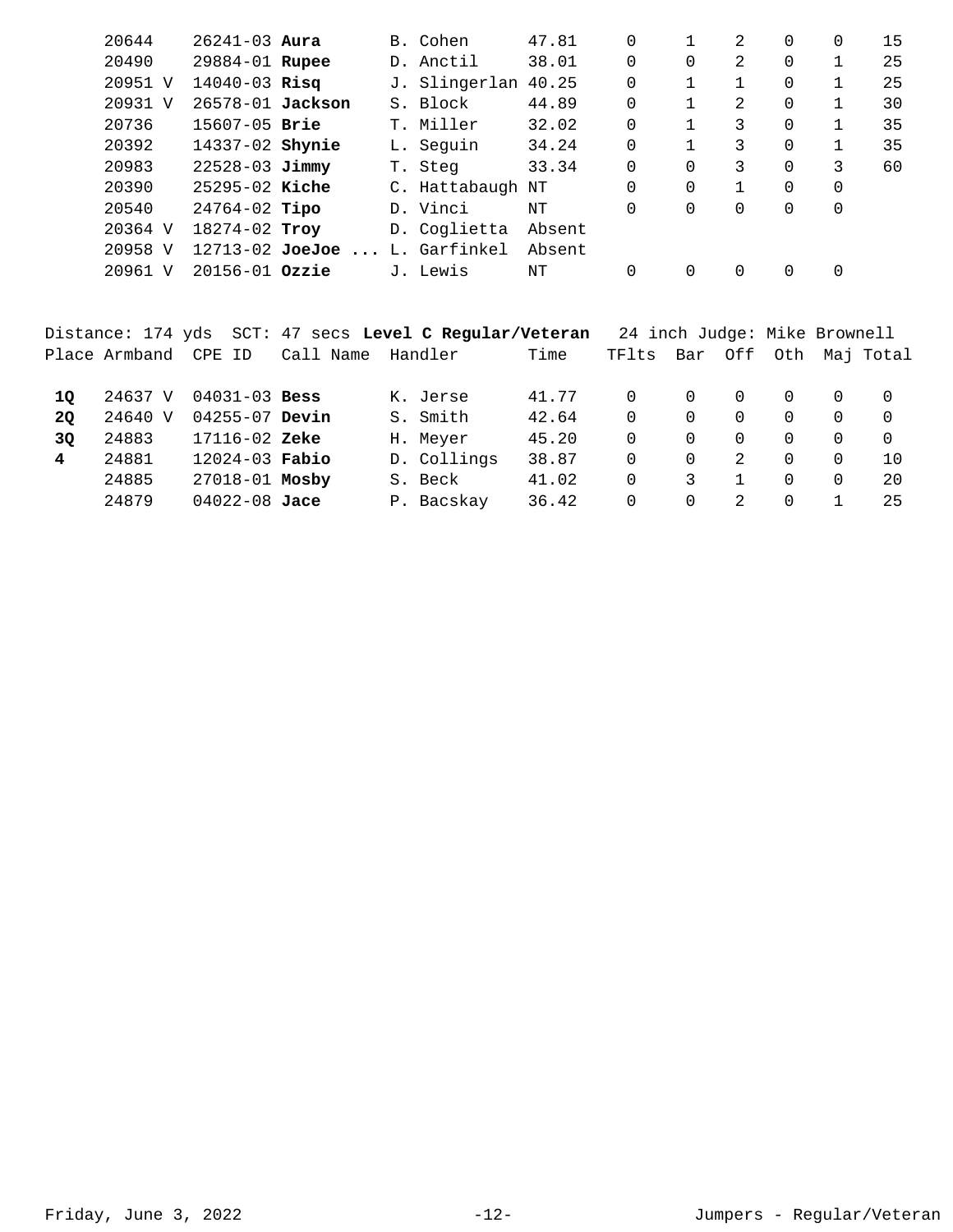| Place | Armband | CPE ID | Call Name | Handler | Time | TFlts | Bar | Off | Oth | Maj | Total |
|---|---|---|---|---|---|---|---|---|---|---|---|
| | 20644 | 26241-03 | **Aura** | B. Cohen | 47.81 | 0 | 1 | 2 | 0 | 0 | 15 |
| | 20490 | 29884-01 | **Rupee** | D. Anctil | 38.01 | 0 | 0 | 2 | 0 | 1 | 25 |
| | 20951 V | 14040-03 | **Risq** | J. Slingerlan | 40.25 | 0 | 1 | 1 | 0 | 1 | 25 |
| | 20931 V | 26578-01 | **Jackson** | S. Block | 44.89 | 0 | 1 | 2 | 0 | 1 | 30 |
| | 20736 | 15607-05 | **Brie** | T. Miller | 32.02 | 0 | 1 | 3 | 0 | 1 | 35 |
| | 20392 | 14337-02 | **Shynie** | L. Seguin | 34.24 | 0 | 1 | 3 | 0 | 1 | 35 |
| | 20983 | 22528-03 | **Jimmy** | T. Steg | 33.34 | 0 | 0 | 3 | 0 | 3 | 60 |
| | 20390 | 25295-02 | **Kiche** | C. Hattabaugh | NT | 0 | 0 | 1 | 0 | 0 | |
| | 20540 | 24764-02 | **Tipo** | D. Vinci | NT | 0 | 0 | 0 | 0 | 0 | |
| | 20364 V | 18274-02 | **Troy** | D. Coglietta | Absent | | | | | | |
| | 20958 V | 12713-02 | **JoeJoe ...** | L. Garfinkel | Absent | | | | | | |
| | 20961 V | 20156-01 | **Ozzie** | J. Lewis | NT | 0 | 0 | 0 | 0 | 0 | |

Distance: 174 yds SCT: 47 secs **Level C Regular/Veteran** 24 inch Judge: Mike Brownell

| Place | Armband | CPE ID | Call Name | Handler | Time | TFlts | Bar | Off | Oth | Maj | Total |
|---|---|---|---|---|---|---|---|---|---|---|---|
| **1Q** | 24637 V | 04031-03 | **Bess** | K. Jerse | 41.77 | 0 | 0 | 0 | 0 | 0 | 0 |
| **2Q** | 24640 V | 04255-07 | **Devin** | S. Smith | 42.64 | 0 | 0 | 0 | 0 | 0 | 0 |
| **3Q** | 24883 | 17116-02 | **Zeke** | H. Meyer | 45.20 | 0 | 0 | 0 | 0 | 0 | 0 |
| **4** | 24881 | 12024-03 | **Fabio** | D. Collings | 38.87 | 0 | 0 | 2 | 0 | 0 | 10 |
| | 24885 | 27018-01 | **Mosby** | S. Beck | 41.02 | 0 | 3 | 1 | 0 | 0 | 20 |
| | 24879 | 04022-08 | **Jace** | P. Bacskay | 36.42 | 0 | 0 | 2 | 0 | 1 | 25 |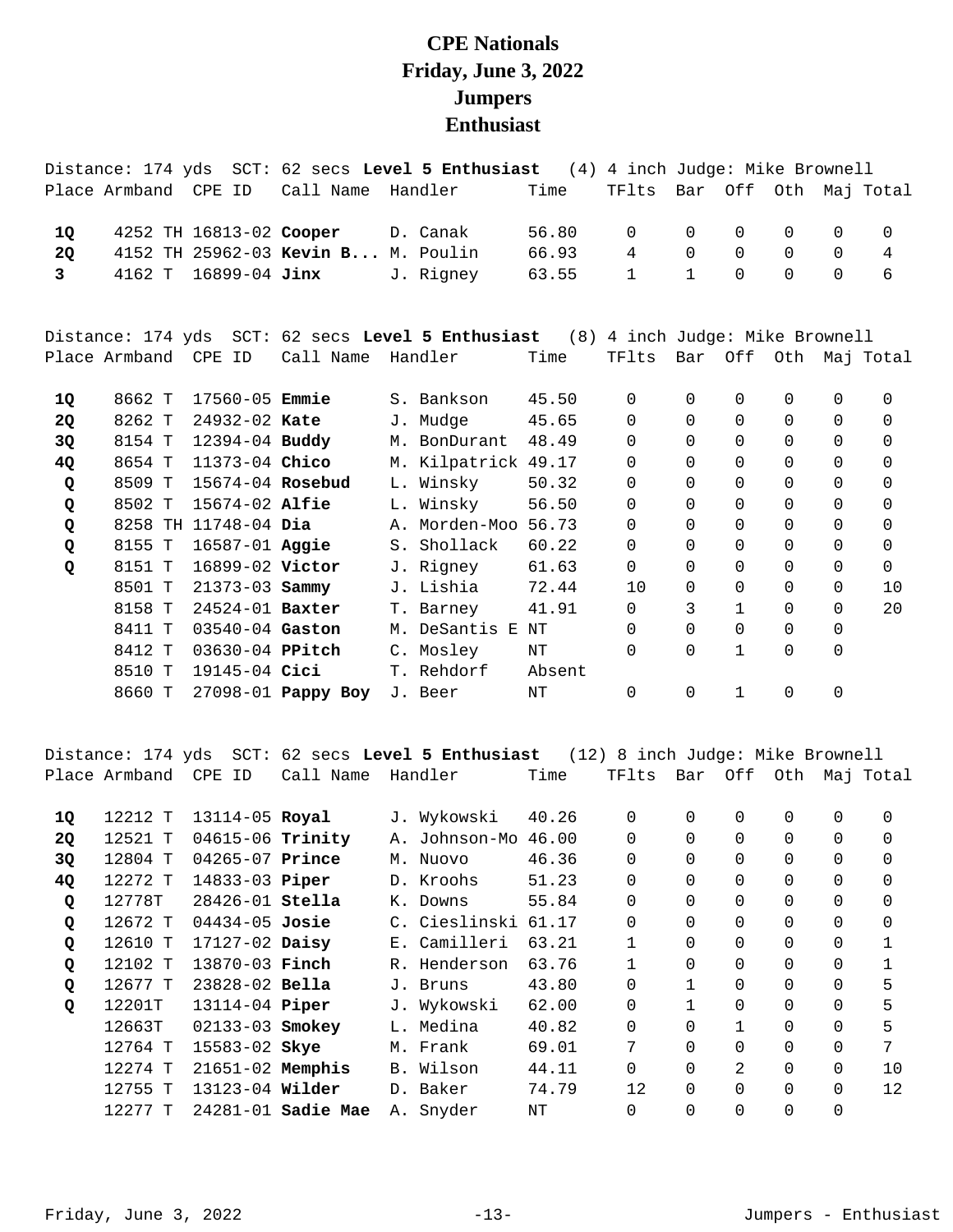# CPE Nationals
# Friday, June 3, 2022
# Jumpers
# Enthusiast

Distance: 174 yds SCT: 62 secs **Level 5 Enthusiast** (4) 4 inch Judge: Mike Brownell

| Place | Armband | CPE ID | Call Name | Handler | Time | TFlts | Bar | Off | Oth | Maj | Total |
|---|---|---|---|---|---|---|---|---|---|---|---|
| **1Q** | 4252 TH | 16813-02 | **Cooper** | D. Canak | 56.80 | 0 | 0 | 0 | 0 | 0 | 0 |
| **2Q** | 4152 TH | 25962-03 | **Kevin B...** | M. Poulin | 66.93 | 4 | 0 | 0 | 0 | 0 | 4 |
| **3** | 4162 T | 16899-04 | **Jinx** | J. Rigney | 63.55 | 1 | 1 | 0 | 0 | 0 | 6 |

Distance: 174 yds SCT: 62 secs **Level 5 Enthusiast** (8) 4 inch Judge: Mike Brownell

| Place | Armband | CPE ID | Call Name | Handler | Time | TFlts | Bar | Off | Oth | Maj | Total |
|---|---|---|---|---|---|---|---|---|---|---|---|
| **1Q** | 8662 T | 17560-05 | **Emmie** | S. Bankson | 45.50 | 0 | 0 | 0 | 0 | 0 | 0 |
| **2Q** | 8262 T | 24932-02 | **Kate** | J. Mudge | 45.65 | 0 | 0 | 0 | 0 | 0 | 0 |
| **3Q** | 8154 T | 12394-04 | **Buddy** | M. BonDurant | 48.49 | 0 | 0 | 0 | 0 | 0 | 0 |
| **4Q** | 8654 T | 11373-04 | **Chico** | M. Kilpatrick | 49.17 | 0 | 0 | 0 | 0 | 0 | 0 |
| **Q** | 8509 T | 15674-04 | **Rosebud** | L. Winsky | 50.32 | 0 | 0 | 0 | 0 | 0 | 0 |
| **Q** | 8502 T | 15674-02 | **Alfie** | L. Winsky | 56.50 | 0 | 0 | 0 | 0 | 0 | 0 |
| **Q** | 8258 TH | 11748-04 | **Dia** | A. Morden-Moo | 56.73 | 0 | 0 | 0 | 0 | 0 | 0 |
| **Q** | 8155 T | 16587-01 | **Aggie** | S. Shollack | 60.22 | 0 | 0 | 0 | 0 | 0 | 0 |
| **Q** | 8151 T | 16899-02 | **Victor** | J. Rigney | 61.63 | 0 | 0 | 0 | 0 | 0 | 0 |
| | 8501 T | 21373-03 | **Sammy** | J. Lishia | 72.44 | 10 | 0 | 0 | 0 | 0 | 10 |
| | 8158 T | 24524-01 | **Baxter** | T. Barney | 41.91 | 0 | 3 | 1 | 0 | 0 | 20 |
| | 8411 T | 03540-04 | **Gaston** | M. DeSantis E | NT | 0 | 0 | 0 | 0 | 0 | |
| | 8412 T | 03630-04 | **PPitch** | C. Mosley | NT | 0 | 0 | 1 | 0 | 0 | |
| | 8510 T | 19145-04 | **Cici** | T. Rehdorf | Absent | | | | | | |
| | 8660 T | 27098-01 | **Pappy Boy** | J. Beer | NT | 0 | 0 | 1 | 0 | 0 | |

Distance: 174 yds SCT: 62 secs **Level 5 Enthusiast** (12) 8 inch Judge: Mike Brownell

| Place | Armband | CPE ID | Call Name | Handler | Time | TFlts | Bar | Off | Oth | Maj | Total |
|---|---|---|---|---|---|---|---|---|---|---|---|
| **1Q** | 12212 T | 13114-05 | **Royal** | J. Wykowski | 40.26 | 0 | 0 | 0 | 0 | 0 | 0 |
| **2Q** | 12521 T | 04615-06 | **Trinity** | A. Johnson-Mo | 46.00 | 0 | 0 | 0 | 0 | 0 | 0 |
| **3Q** | 12804 T | 04265-07 | **Prince** | M. Nuovo | 46.36 | 0 | 0 | 0 | 0 | 0 | 0 |
| **4Q** | 12272 T | 14833-03 | **Piper** | D. Kroohs | 51.23 | 0 | 0 | 0 | 0 | 0 | 0 |
| **Q** | 12778T | 28426-01 | **Stella** | K. Downs | 55.84 | 0 | 0 | 0 | 0 | 0 | 0 |
| **Q** | 12672 T | 04434-05 | **Josie** | C. Cieslinski | 61.17 | 0 | 0 | 0 | 0 | 0 | 0 |
| **Q** | 12610 T | 17127-02 | **Daisy** | E. Camilleri | 63.21 | 1 | 0 | 0 | 0 | 0 | 1 |
| **Q** | 12102 T | 13870-03 | **Finch** | R. Henderson | 63.76 | 1 | 0 | 0 | 0 | 0 | 1 |
| **Q** | 12677 T | 23828-02 | **Bella** | J. Bruns | 43.80 | 0 | 1 | 0 | 0 | 0 | 5 |
| **Q** | 12201T | 13114-04 | **Piper** | J. Wykowski | 62.00 | 0 | 1 | 0 | 0 | 0 | 5 |
| | 12663T | 02133-03 | **Smokey** | L. Medina | 40.82 | 0 | 0 | 1 | 0 | 0 | 5 |
| | 12764 T | 15583-02 | **Skye** | M. Frank | 69.01 | 7 | 0 | 0 | 0 | 0 | 7 |
| | 12274 T | 21651-02 | **Memphis** | B. Wilson | 44.11 | 0 | 0 | 2 | 0 | 0 | 10 |
| | 12755 T | 13123-04 | **Wilder** | D. Baker | 74.79 | 12 | 0 | 0 | 0 | 0 | 12 |
| | 12277 T | 24281-01 | **Sadie Mae** | A. Snyder | NT | 0 | 0 | 0 | 0 | 0 | |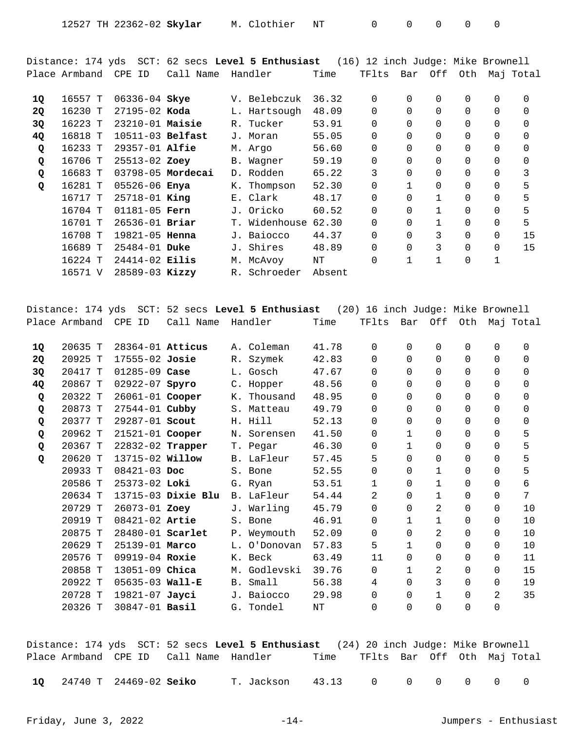| Place | Armband | CPE ID | Call Name | Handler | Time | TFlts | Bar | Off | Oth | Maj | Total |
|---|---|---|---|---|---|---|---|---|---|---|---|
| | 12527 TH | 22362-02 | **Skylar** | M. Clothier | NT | 0 | 0 | 0 | 0 | 0 | |

Distance: 174 yds SCT: 62 secs **Level 5 Enthusiast** (16) 12 inch Judge: Mike Brownell

| Place | Armband | CPE ID | Call Name | Handler | Time | TFlts | Bar | Off | Oth | Maj | Total |
|---|---|---|---|---|---|---|---|---|---|---|---|
| **1Q** | 16557 T | 06336-04 | **Skye** | V. Belebczuk | 36.32 | 0 | 0 | 0 | 0 | 0 | 0 |
| **2Q** | 16230 T | 27195-02 | **Koda** | L. Hartsough | 48.09 | 0 | 0 | 0 | 0 | 0 | 0 |
| **3Q** | 16223 T | 23210-01 | **Maisie** | R. Tucker | 53.91 | 0 | 0 | 0 | 0 | 0 | 0 |
| **4Q** | 16818 T | 10511-03 | **Belfast** | J. Moran | 55.05 | 0 | 0 | 0 | 0 | 0 | 0 |
| **Q** | 16233 T | 29357-01 | **Alfie** | M. Argo | 56.60 | 0 | 0 | 0 | 0 | 0 | 0 |
| **Q** | 16706 T | 25513-02 | **Zoey** | B. Wagner | 59.19 | 0 | 0 | 0 | 0 | 0 | 0 |
| **Q** | 16683 T | 03798-05 | **Mordecai** | D. Rodden | 65.22 | 3 | 0 | 0 | 0 | 0 | 3 |
| **Q** | 16281 T | 05526-06 | **Enya** | K. Thompson | 52.30 | 0 | 1 | 0 | 0 | 0 | 5 |
| | 16717 T | 25718-01 | **King** | E. Clark | 48.17 | 0 | 0 | 1 | 0 | 0 | 5 |
| | 16704 T | 01181-05 | **Fern** | J. Oricko | 60.52 | 0 | 0 | 1 | 0 | 0 | 5 |
| | 16701 T | 26536-01 | **Briar** | T. Widenhouse | 62.30 | 0 | 0 | 1 | 0 | 0 | 5 |
| | 16708 T | 19821-05 | **Henna** | J. Baiocco | 44.37 | 0 | 0 | 3 | 0 | 0 | 15 |
| | 16689 T | 25484-01 | **Duke** | J. Shires | 48.89 | 0 | 0 | 3 | 0 | 0 | 15 |
| | 16224 T | 24414-02 | **Eilis** | M. McAvoy | NT | 0 | 1 | 1 | 0 | 1 | |
| | 16571 V | 28589-03 | **Kizzy** | R. Schroeder | Absent | | | | | | |

Distance: 174 yds SCT: 52 secs **Level 5 Enthusiast** (20) 16 inch Judge: Mike Brownell

| Place | Armband | CPE ID | Call Name | Handler | Time | TFlts | Bar | Off | Oth | Maj | Total |
|---|---|---|---|---|---|---|---|---|---|---|---|
| **1Q** | 20635 T | 28364-01 | **Atticus** | A. Coleman | 41.78 | 0 | 0 | 0 | 0 | 0 | 0 |
| **2Q** | 20925 T | 17555-02 | **Josie** | R. Szymek | 42.83 | 0 | 0 | 0 | 0 | 0 | 0 |
| **3Q** | 20417 T | 01285-09 | **Case** | L. Gosch | 47.67 | 0 | 0 | 0 | 0 | 0 | 0 |
| **4Q** | 20867 T | 02922-07 | **Spyro** | C. Hopper | 48.56 | 0 | 0 | 0 | 0 | 0 | 0 |
| **Q** | 20322 T | 26061-01 | **Cooper** | K. Thousand | 48.95 | 0 | 0 | 0 | 0 | 0 | 0 |
| **Q** | 20873 T | 27544-01 | **Cubby** | S. Matteau | 49.79 | 0 | 0 | 0 | 0 | 0 | 0 |
| **Q** | 20377 T | 29287-01 | **Scout** | H. Hill | 52.13 | 0 | 0 | 0 | 0 | 0 | 0 |
| **Q** | 20962 T | 21521-01 | **Cooper** | N. Sorensen | 41.50 | 0 | 1 | 0 | 0 | 0 | 5 |
| **Q** | 20367 T | 22832-02 | **Trapper** | T. Pegar | 46.30 | 0 | 1 | 0 | 0 | 0 | 5 |
| **Q** | 20620 T | 13715-02 | **Willow** | B. LaFleur | 57.45 | 5 | 0 | 0 | 0 | 0 | 5 |
| | 20933 T | 08421-03 | **Doc** | S. Bone | 52.55 | 0 | 0 | 1 | 0 | 0 | 5 |
| | 20586 T | 25373-02 | **Loki** | G. Ryan | 53.51 | 1 | 0 | 1 | 0 | 0 | 6 |
| | 20634 T | 13715-03 | **Dixie Blu** | B. LaFleur | 54.44 | 2 | 0 | 1 | 0 | 0 | 7 |
| | 20729 T | 26073-01 | **Zoey** | J. Warling | 45.79 | 0 | 0 | 2 | 0 | 0 | 10 |
| | 20919 T | 08421-02 | **Artie** | S. Bone | 46.91 | 0 | 1 | 1 | 0 | 0 | 10 |
| | 20875 T | 28480-01 | **Scarlet** | P. Weymouth | 52.09 | 0 | 0 | 2 | 0 | 0 | 10 |
| | 20629 T | 25139-01 | **Marco** | L. O'Donovan | 57.83 | 5 | 1 | 0 | 0 | 0 | 10 |
| | 20576 T | 09919-04 | **Roxie** | K. Beck | 63.49 | 11 | 0 | 0 | 0 | 0 | 11 |
| | 20858 T | 13051-09 | **Chica** | M. Godlevski | 39.76 | 0 | 1 | 2 | 0 | 0 | 15 |
| | 20922 T | 05635-03 | **Wall-E** | B. Small | 56.38 | 4 | 0 | 3 | 0 | 0 | 19 |
| | 20728 T | 19821-07 | **Jayci** | J. Baiocco | 29.98 | 0 | 0 | 1 | 0 | 2 | 35 |
| | 20326 T | 30847-01 | **Basil** | G. Tondel | NT | 0 | 0 | 0 | 0 | 0 | |

Distance: 174 yds SCT: 52 secs **Level 5 Enthusiast** (24) 20 inch Judge: Mike Brownell

| Place | Armband | CPE ID | Call Name | Handler | Time | TFlts | Bar | Off | Oth | Maj | Total |
|---|---|---|---|---|---|---|---|---|---|---|---|
| **1Q** | 24740 T | 24469-02 | **Seiko** | T. Jackson | 43.13 | 0 | 0 | 0 | 0 | 0 | 0 |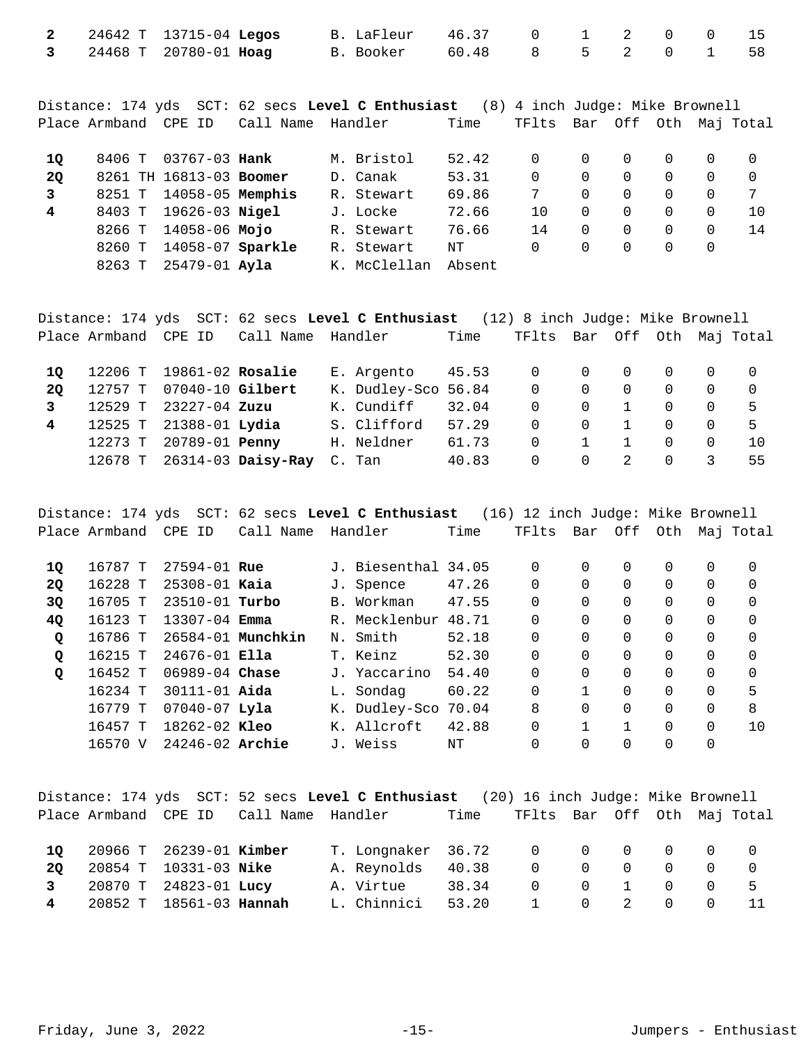| Place | Armband | CPE ID | Call Name | Handler | Time | TFlts | Bar | Off | Oth | Maj | Total |
|---|---|---|---|---|---|---|---|---|---|---|---|
| **2** | 24642 T | 13715-04 | **Legos** | B. LaFleur | 46.37 | 0 | 1 | 2 | 0 | 0 | 15 |
| **3** | 24468 T | 20780-01 | **Hoag** | B. Booker | 60.48 | 8 | 5 | 2 | 0 | 1 | 58 |

Distance: 174 yds SCT: 62 secs **Level C Enthusiast** (8) 4 inch Judge: Mike Brownell

| Place | Armband | CPE ID | Call Name | Handler | Time | TFlts | Bar | Off | Oth | Maj | Total |
|---|---|---|---|---|---|---|---|---|---|---|---|
| **1Q** | 8406 T | 03767-03 | **Hank** | M. Bristol | 52.42 | 0 | 0 | 0 | 0 | 0 | 0 |
| **2Q** | 8261 TH | 16813-03 | **Boomer** | D. Canak | 53.31 | 0 | 0 | 0 | 0 | 0 | 0 |
| **3** | 8251 T | 14058-05 | **Memphis** | R. Stewart | 69.86 | 7 | 0 | 0 | 0 | 0 | 7 |
| **4** | 8403 T | 19626-03 | **Nigel** | J. Locke | 72.66 | 10 | 0 | 0 | 0 | 0 | 10 |
| | 8266 T | 14058-06 | **Mojo** | R. Stewart | 76.66 | 14 | 0 | 0 | 0 | 0 | 14 |
| | 8260 T | 14058-07 | **Sparkle** | R. Stewart | NT | 0 | 0 | 0 | 0 | 0 | |
| | 8263 T | 25479-01 | **Ayla** | K. McClellan | Absent | | | | | | |

Distance: 174 yds SCT: 62 secs **Level C Enthusiast** (12) 8 inch Judge: Mike Brownell

| Place | Armband | CPE ID | Call Name | Handler | Time | TFlts | Bar | Off | Oth | Maj | Total |
|---|---|---|---|---|---|---|---|---|---|---|---|
| **1Q** | 12206 T | 19861-02 | **Rosalie** | E. Argento | 45.53 | 0 | 0 | 0 | 0 | 0 | 0 |
| **2Q** | 12757 T | 07040-10 | **Gilbert** | K. Dudley-Sco | 56.84 | 0 | 0 | 0 | 0 | 0 | 0 |
| **3** | 12529 T | 23227-04 | **Zuzu** | K. Cundiff | 32.04 | 0 | 0 | 1 | 0 | 0 | 5 |
| **4** | 12525 T | 21388-01 | **Lydia** | S. Clifford | 57.29 | 0 | 0 | 1 | 0 | 0 | 5 |
| | 12273 T | 20789-01 | **Penny** | H. Neldner | 61.73 | 0 | 1 | 1 | 0 | 0 | 10 |
| | 12678 T | 26314-03 | **Daisy-Ray** | C. Tan | 40.83 | 0 | 0 | 2 | 0 | 3 | 55 |

Distance: 174 yds SCT: 62 secs **Level C Enthusiast** (16) 12 inch Judge: Mike Brownell

| Place | Armband | CPE ID | Call Name | Handler | Time | TFlts | Bar | Off | Oth | Maj | Total |
|---|---|---|---|---|---|---|---|---|---|---|---|
| **1Q** | 16787 T | 27594-01 | **Rue** | J. Biesenthal | 34.05 | 0 | 0 | 0 | 0 | 0 | 0 |
| **2Q** | 16228 T | 25308-01 | **Kaia** | J. Spence | 47.26 | 0 | 0 | 0 | 0 | 0 | 0 |
| **3Q** | 16705 T | 23510-01 | **Turbo** | B. Workman | 47.55 | 0 | 0 | 0 | 0 | 0 | 0 |
| **4Q** | 16123 T | 13307-04 | **Emma** | R. Mecklenbur | 48.71 | 0 | 0 | 0 | 0 | 0 | 0 |
| **Q** | 16786 T | 26584-01 | **Munchkin** | N. Smith | 52.18 | 0 | 0 | 0 | 0 | 0 | 0 |
| **Q** | 16215 T | 24676-01 | **Ella** | T. Keinz | 52.30 | 0 | 0 | 0 | 0 | 0 | 0 |
| **Q** | 16452 T | 06989-04 | **Chase** | J. Yaccarino | 54.40 | 0 | 0 | 0 | 0 | 0 | 0 |
| | 16234 T | 30111-01 | **Aida** | L. Sondag | 60.22 | 0 | 1 | 0 | 0 | 0 | 5 |
| | 16779 T | 07040-07 | **Lyla** | K. Dudley-Sco | 70.04 | 8 | 0 | 0 | 0 | 0 | 8 |
| | 16457 T | 18262-02 | **Kleo** | K. Allcroft | 42.88 | 0 | 1 | 1 | 0 | 0 | 10 |
| | 16570 V | 24246-02 | **Archie** | J. Weiss | NT | 0 | 0 | 0 | 0 | 0 | |

Distance: 174 yds SCT: 52 secs **Level C Enthusiast** (20) 16 inch Judge: Mike Brownell

| Place | Armband | CPE ID | Call Name | Handler | Time | TFlts | Bar | Off | Oth | Maj | Total |
|---|---|---|---|---|---|---|---|---|---|---|---|
| **1Q** | 20966 T | 26239-01 | **Kimber** | T. Longnaker | 36.72 | 0 | 0 | 0 | 0 | 0 | 0 |
| **2Q** | 20854 T | 10331-03 | **Nike** | A. Reynolds | 40.38 | 0 | 0 | 0 | 0 | 0 | 0 |
| **3** | 20870 T | 24823-01 | **Lucy** | A. Virtue | 38.34 | 0 | 0 | 1 | 0 | 0 | 5 |
| **4** | 20852 T | 18561-03 | **Hannah** | L. Chinnici | 53.20 | 1 | 0 | 2 | 0 | 0 | 11 |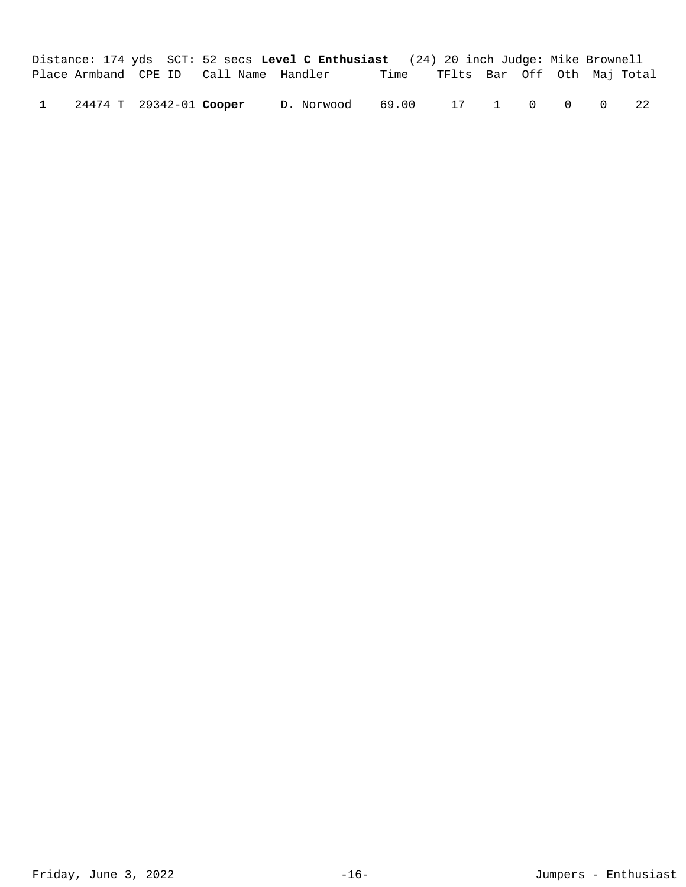Distance: 174 yds  SCT: 52 secs **Level C Enthusiast**  (24) 20 inch Judge: Mike Brownell

| Place | Armband | CPE ID | Call Name | Handler | Time | TFlts | Bar | Off | Oth | Maj | Total |
|---|---|---|---|---|---|---|---|---|---|---|---|
| **1** | 24474 T | 29342-01 | **Cooper** | D. Norwood | 69.00 | 17 | 1 | 0 | 0 | 0 | 22 |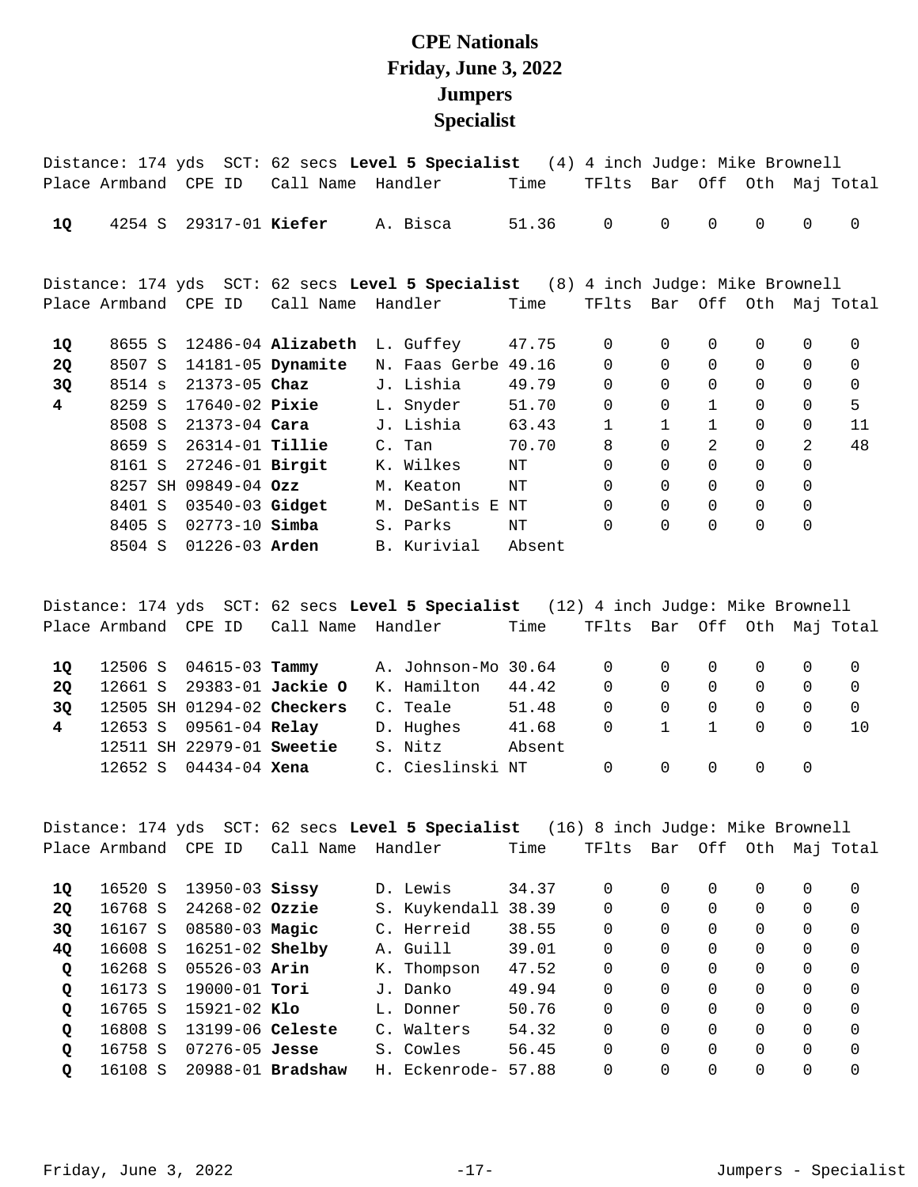# CPE Nationals
# Friday, June 3, 2022
# Jumpers
# Specialist

Distance: 174 yds SCT: 62 secs **Level 5 Specialist** (4) 4 inch Judge: Mike Brownell

| Place | Armband | CPE ID | Call Name | Handler | Time | TFlts | Bar | Off | Oth | Maj | Total |
|---|---|---|---|---|---|---|---|---|---|---|---|
| **1Q** | 4254 S | 29317-01 | **Kiefer** | A. Bisca | 51.36 | 0 | 0 | 0 | 0 | 0 | 0 |

Distance: 174 yds SCT: 62 secs **Level 5 Specialist** (8) 4 inch Judge: Mike Brownell

| Place | Armband | CPE ID | Call Name | Handler | Time | TFlts | Bar | Off | Oth | Maj | Total |
|---|---|---|---|---|---|---|---|---|---|---|---|
| **1Q** | 8655 S | 12486-04 | **Alizabeth** | L. Guffey | 47.75 | 0 | 0 | 0 | 0 | 0 | 0 |
| **2Q** | 8507 S | 14181-05 | **Dynamite** | N. Faas Gerbe | 49.16 | 0 | 0 | 0 | 0 | 0 | 0 |
| **3Q** | 8514 s | 21373-05 | **Chaz** | J. Lishia | 49.79 | 0 | 0 | 0 | 0 | 0 | 0 |
| **4** | 8259 S | 17640-02 | **Pixie** | L. Snyder | 51.70 | 0 | 0 | 1 | 0 | 0 | 5 |
| | 8508 S | 21373-04 | **Cara** | J. Lishia | 63.43 | 1 | 1 | 1 | 0 | 0 | 11 |
| | 8659 S | 26314-01 | **Tillie** | C. Tan | 70.70 | 8 | 0 | 2 | 0 | 2 | 48 |
| | 8161 S | 27246-01 | **Birgit** | K. Wilkes | NT | 0 | 0 | 0 | 0 | 0 | |
| | 8257 SH | 09849-04 | **Ozz** | M. Keaton | NT | 0 | 0 | 0 | 0 | 0 | |
| | 8401 S | 03540-03 | **Gidget** | M. DeSantis E | NT | 0 | 0 | 0 | 0 | 0 | |
| | 8405 S | 02773-10 | **Simba** | S. Parks | NT | 0 | 0 | 0 | 0 | 0 | |
| | 8504 S | 01226-03 | **Arden** | B. Kurivial | Absent | | | | | | |

Distance: 174 yds SCT: 62 secs **Level 5 Specialist** (12) 4 inch Judge: Mike Brownell

| Place | Armband | CPE ID | Call Name | Handler | Time | TFlts | Bar | Off | Oth | Maj | Total |
|---|---|---|---|---|---|---|---|---|---|---|---|
| **1Q** | 12506 S | 04615-03 | **Tammy** | A. Johnson-Mo | 30.64 | 0 | 0 | 0 | 0 | 0 | 0 |
| **2Q** | 12661 S | 29383-01 | **Jackie O** | K. Hamilton | 44.42 | 0 | 0 | 0 | 0 | 0 | 0 |
| **3Q** | 12505 SH | 01294-02 | **Checkers** | C. Teale | 51.48 | 0 | 0 | 0 | 0 | 0 | 0 |
| **4** | 12653 S | 09561-04 | **Relay** | D. Hughes | 41.68 | 0 | 1 | 1 | 0 | 0 | 10 |
| | 12511 SH | 22979-01 | **Sweetie** | S. Nitz | Absent | | | | | | |
| | 12652 S | 04434-04 | **Xena** | C. Cieslinski | NT | 0 | 0 | 0 | 0 | 0 | |

Distance: 174 yds SCT: 62 secs **Level 5 Specialist** (16) 8 inch Judge: Mike Brownell

| Place | Armband | CPE ID | Call Name | Handler | Time | TFlts | Bar | Off | Oth | Maj | Total |
|---|---|---|---|---|---|---|---|---|---|---|---|
| **1Q** | 16520 S | 13950-03 | **Sissy** | D. Lewis | 34.37 | 0 | 0 | 0 | 0 | 0 | 0 |
| **2Q** | 16768 S | 24268-02 | **Ozzie** | S. Kuykendall | 38.39 | 0 | 0 | 0 | 0 | 0 | 0 |
| **3Q** | 16167 S | 08580-03 | **Magic** | C. Herreid | 38.55 | 0 | 0 | 0 | 0 | 0 | 0 |
| **4Q** | 16608 S | 16251-02 | **Shelby** | A. Guill | 39.01 | 0 | 0 | 0 | 0 | 0 | 0 |
| **Q** | 16268 S | 05526-03 | **Arin** | K. Thompson | 47.52 | 0 | 0 | 0 | 0 | 0 | 0 |
| **Q** | 16173 S | 19000-01 | **Tori** | J. Danko | 49.94 | 0 | 0 | 0 | 0 | 0 | 0 |
| **Q** | 16765 S | 15921-02 | **Klo** | L. Donner | 50.76 | 0 | 0 | 0 | 0 | 0 | 0 |
| **Q** | 16808 S | 13199-06 | **Celeste** | C. Walters | 54.32 | 0 | 0 | 0 | 0 | 0 | 0 |
| **Q** | 16758 S | 07276-05 | **Jesse** | S. Cowles | 56.45 | 0 | 0 | 0 | 0 | 0 | 0 |
| **Q** | 16108 S | 20988-01 | **Bradshaw** | H. Eckenrode- | 57.88 | 0 | 0 | 0 | 0 | 0 | 0 |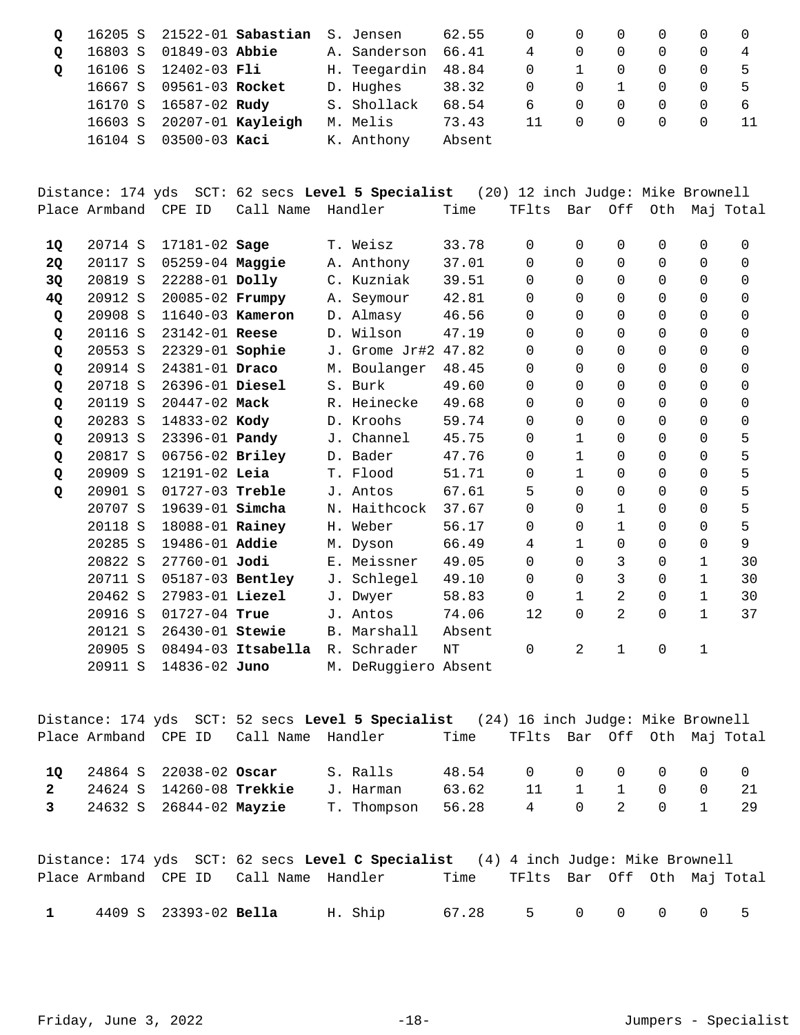| Place | Armband | CPE ID | Call Name | Handler | Time | TFlts | Bar | Off | Oth | Maj | Total |
|---|---|---|---|---|---|---|---|---|---|---|---|
| **Q** | 16205 S | 21522-01 | **Sabastian** | S. Jensen | 62.55 | 0 | 0 | 0 | 0 | 0 | 0 |
| **Q** | 16803 S | 01849-03 | **Abbie** | A. Sanderson | 66.41 | 4 | 0 | 0 | 0 | 0 | 4 |
| **Q** | 16106 S | 12402-03 | **Fli** | H. Teegardin | 48.84 | 0 | 1 | 0 | 0 | 0 | 5 |
| | 16667 S | 09561-03 | **Rocket** | D. Hughes | 38.32 | 0 | 0 | 1 | 0 | 0 | 5 |
| | 16170 S | 16587-02 | **Rudy** | S. Shollack | 68.54 | 6 | 0 | 0 | 0 | 0 | 6 |
| | 16603 S | 20207-01 | **Kayleigh** | M. Melis | 73.43 | 11 | 0 | 0 | 0 | 0 | 11 |
| | 16104 S | 03500-03 | **Kaci** | K. Anthony | Absent | | | | | | |

Distance: 174 yds SCT: 62 secs **Level 5 Specialist** (20) 12 inch Judge: Mike Brownell

| Place | Armband | CPE ID | Call Name | Handler | Time | TFlts | Bar | Off | Oth | Maj | Total |
|---|---|---|---|---|---|---|---|---|---|---|---|
| **1Q** | 20714 S | 17181-02 | **Sage** | T. Weisz | 33.78 | 0 | 0 | 0 | 0 | 0 | 0 |
| **2Q** | 20117 S | 05259-04 | **Maggie** | A. Anthony | 37.01 | 0 | 0 | 0 | 0 | 0 | 0 |
| **3Q** | 20819 S | 22288-01 | **Dolly** | C. Kuzniak | 39.51 | 0 | 0 | 0 | 0 | 0 | 0 |
| **4Q** | 20912 S | 20085-02 | **Frumpy** | A. Seymour | 42.81 | 0 | 0 | 0 | 0 | 0 | 0 |
| **Q** | 20908 S | 11640-03 | **Kameron** | D. Almasy | 46.56 | 0 | 0 | 0 | 0 | 0 | 0 |
| **Q** | 20116 S | 23142-01 | **Reese** | D. Wilson | 47.19 | 0 | 0 | 0 | 0 | 0 | 0 |
| **Q** | 20553 S | 22329-01 | **Sophie** | J. Grome Jr#2 | 47.82 | 0 | 0 | 0 | 0 | 0 | 0 |
| **Q** | 20914 S | 24381-01 | **Draco** | M. Boulanger | 48.45 | 0 | 0 | 0 | 0 | 0 | 0 |
| **Q** | 20718 S | 26396-01 | **Diesel** | S. Burk | 49.60 | 0 | 0 | 0 | 0 | 0 | 0 |
| **Q** | 20119 S | 20447-02 | **Mack** | R. Heinecke | 49.68 | 0 | 0 | 0 | 0 | 0 | 0 |
| **Q** | 20283 S | 14833-02 | **Kody** | D. Kroohs | 59.74 | 0 | 0 | 0 | 0 | 0 | 0 |
| **Q** | 20913 S | 23396-01 | **Pandy** | J. Channel | 45.75 | 0 | 1 | 0 | 0 | 0 | 5 |
| **Q** | 20817 S | 06756-02 | **Briley** | D. Bader | 47.76 | 0 | 1 | 0 | 0 | 0 | 5 |
| **Q** | 20909 S | 12191-02 | **Leia** | T. Flood | 51.71 | 0 | 1 | 0 | 0 | 0 | 5 |
| **Q** | 20901 S | 01727-03 | **Treble** | J. Antos | 67.61 | 5 | 0 | 0 | 0 | 0 | 5 |
| | 20707 S | 19639-01 | **Simcha** | N. Haithcock | 37.67 | 0 | 0 | 1 | 0 | 0 | 5 |
| | 20118 S | 18088-01 | **Rainey** | H. Weber | 56.17 | 0 | 0 | 1 | 0 | 0 | 5 |
| | 20285 S | 19486-01 | **Addie** | M. Dyson | 66.49 | 4 | 1 | 0 | 0 | 0 | 9 |
| | 20822 S | 27760-01 | **Jodi** | E. Meissner | 49.05 | 0 | 0 | 3 | 0 | 1 | 30 |
| | 20711 S | 05187-03 | **Bentley** | J. Schlegel | 49.10 | 0 | 0 | 3 | 0 | 1 | 30 |
| | 20462 S | 27983-01 | **Liezel** | J. Dwyer | 58.83 | 0 | 1 | 2 | 0 | 1 | 30 |
| | 20916 S | 01727-04 | **True** | J. Antos | 74.06 | 12 | 0 | 2 | 0 | 1 | 37 |
| | 20121 S | 26430-01 | **Stewie** | B. Marshall | Absent | | | | | | |
| | 20905 S | 08494-03 | **Itsabella** | R. Schrader | NT | 0 | 2 | 1 | 0 | 1 | |
| | 20911 S | 14836-02 | **Juno** | M. DeRuggiero | Absent | | | | | | |

Distance: 174 yds SCT: 52 secs **Level 5 Specialist** (24) 16 inch Judge: Mike Brownell

| Place | Armband | CPE ID | Call Name | Handler | Time | TFlts | Bar | Off | Oth | Maj | Total |
|---|---|---|---|---|---|---|---|---|---|---|---|
| **1Q** | 24864 S | 22038-02 | **Oscar** | S. Ralls | 48.54 | 0 | 0 | 0 | 0 | 0 | 0 |
| **2** | 24624 S | 14260-08 | **Trekkie** | J. Harman | 63.62 | 11 | 1 | 1 | 0 | 0 | 21 |
| **3** | 24632 S | 26844-02 | **Mayzie** | T. Thompson | 56.28 | 4 | 0 | 2 | 0 | 1 | 29 |

Distance: 174 yds SCT: 62 secs **Level C Specialist** (4) 4 inch Judge: Mike Brownell

| Place | Armband | CPE ID | Call Name | Handler | Time | TFlts | Bar | Off | Oth | Maj | Total |
|---|---|---|---|---|---|---|---|---|---|---|---|
| **1** | 4409 S | 23393-02 | **Bella** | H. Ship | 67.28 | 5 | 0 | 0 | 0 | 0 | 5 |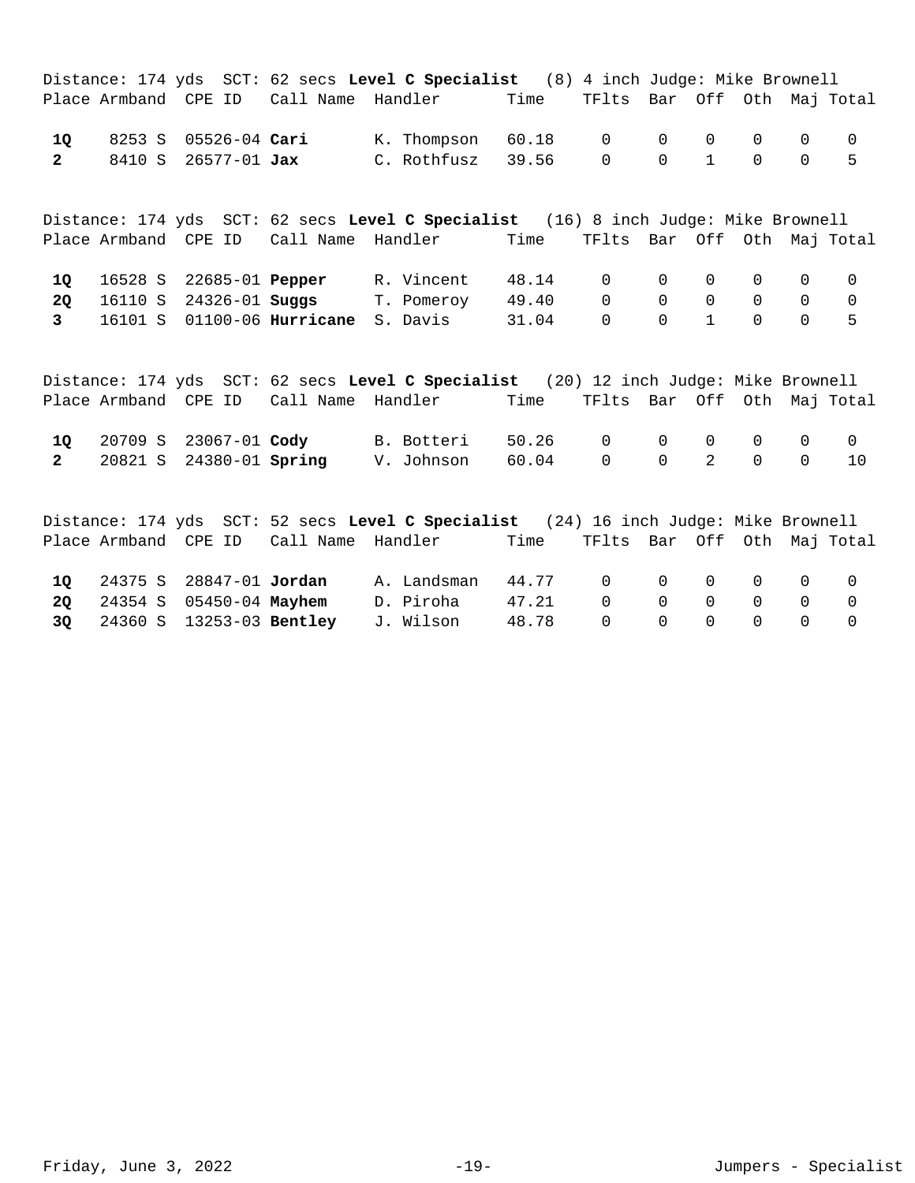Distance: 174 yds SCT: 62 secs **Level C Specialist** (8) 4 inch Judge: Mike Brownell

| Place | Armband | CPE ID | Call Name | Handler | Time | TFlts | Bar | Off | Oth | Maj | Total |
|---|---|---|---|---|---|---|---|---|---|---|---|
| **1Q** | 8253 S | 05526-04 | **Cari** | K. Thompson | 60.18 | 0 | 0 | 0 | 0 | 0 | 0 |
| **2** | 8410 S | 26577-01 | **Jax** | C. Rothfusz | 39.56 | 0 | 0 | 1 | 0 | 0 | 5 |

Distance: 174 yds SCT: 62 secs **Level C Specialist** (16) 8 inch Judge: Mike Brownell

| Place | Armband | CPE ID | Call Name | Handler | Time | TFlts | Bar | Off | Oth | Maj | Total |
|---|---|---|---|---|---|---|---|---|---|---|---|
| **1Q** | 16528 S | 22685-01 | **Pepper** | R. Vincent | 48.14 | 0 | 0 | 0 | 0 | 0 | 0 |
| **2Q** | 16110 S | 24326-01 | **Suggs** | T. Pomeroy | 49.40 | 0 | 0 | 0 | 0 | 0 | 0 |
| **3** | 16101 S | 01100-06 | **Hurricane** | S. Davis | 31.04 | 0 | 0 | 1 | 0 | 0 | 5 |

Distance: 174 yds SCT: 62 secs **Level C Specialist** (20) 12 inch Judge: Mike Brownell

| Place | Armband | CPE ID | Call Name | Handler | Time | TFlts | Bar | Off | Oth | Maj | Total |
|---|---|---|---|---|---|---|---|---|---|---|---|
| **1Q** | 20709 S | 23067-01 | **Cody** | B. Botteri | 50.26 | 0 | 0 | 0 | 0 | 0 | 0 |
| **2** | 20821 S | 24380-01 | **Spring** | V. Johnson | 60.04 | 0 | 0 | 2 | 0 | 0 | 10 |

Distance: 174 yds SCT: 52 secs **Level C Specialist** (24) 16 inch Judge: Mike Brownell

| Place | Armband | CPE ID | Call Name | Handler | Time | TFlts | Bar | Off | Oth | Maj | Total |
|---|---|---|---|---|---|---|---|---|---|---|---|
| **1Q** | 24375 S | 28847-01 | **Jordan** | A. Landsman | 44.77 | 0 | 0 | 0 | 0 | 0 | 0 |
| **2Q** | 24354 S | 05450-04 | **Mayhem** | D. Piroha | 47.21 | 0 | 0 | 0 | 0 | 0 | 0 |
| **3Q** | 24360 S | 13253-03 | **Bentley** | J. Wilson | 48.78 | 0 | 0 | 0 | 0 | 0 | 0 |